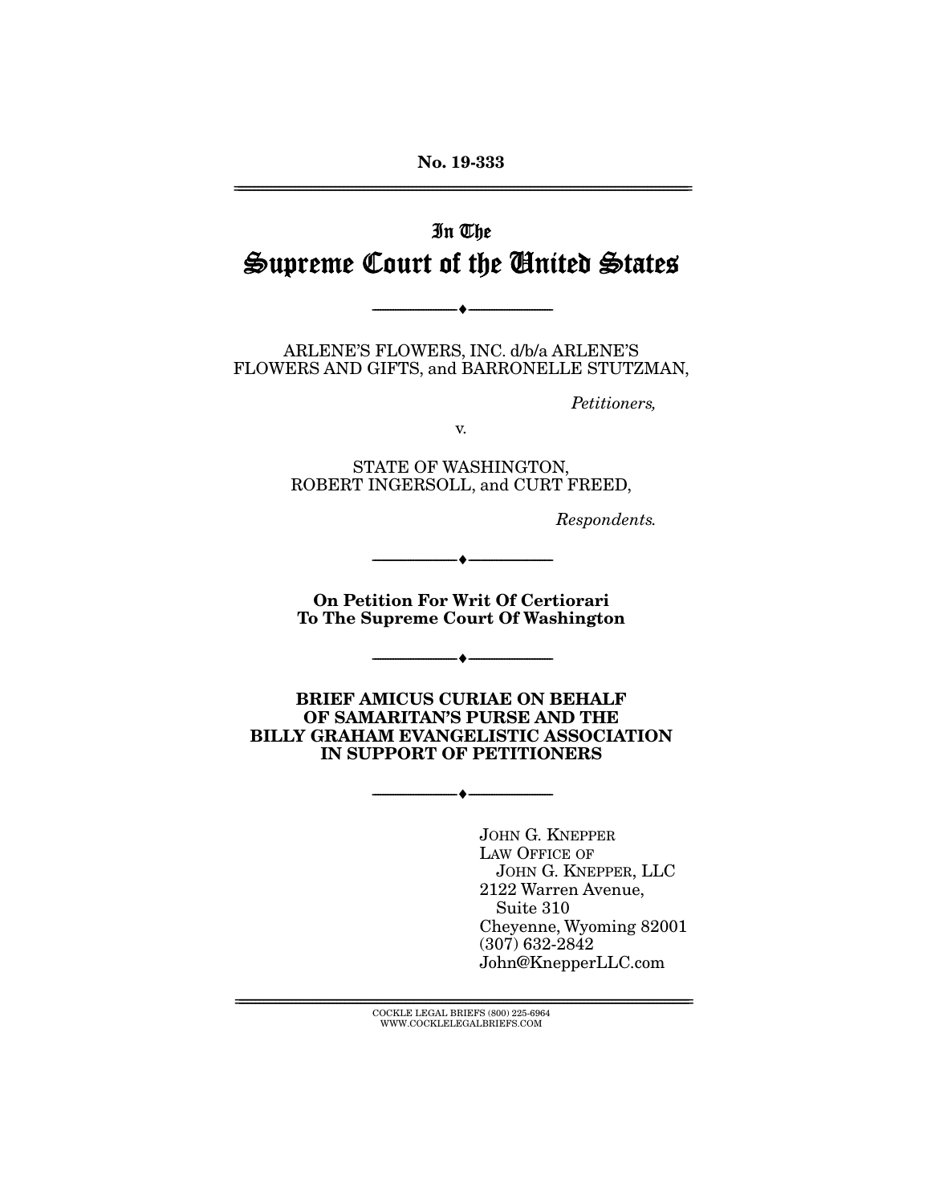No. 19-333

---

In The

# Supreme Court of the United States

---

ARLENE'S FLOWERS, INC. d/b/a ARLENE'S FLOWERS AND GIFTS, and BARRONELLE STUTZMAN,

*Petitioners,*

v.

STATE OF WASHINGTON, ROBERT INGERSOLL, and CURT FREED,

*Respondents.*

---

**On Petition For Writ Of Certiorari To The Supreme Court Of Washington**

---

**BRIEF AMICUS CURIAE ON BEHALF OF SAMARITAN'S PURSE AND THE BILLY GRAHAM EVANGELISTIC ASSOCIATION IN SUPPORT OF PETITIONERS**

---

JOHN G. KNEPPER
LAW OFFICE OF
JOHN G. KNEPPER, LLC
2122 Warren Avenue,
Suite 310
Cheyenne, Wyoming 82001
(307) 632-2842
John@KnepperLLC.com

---

COCKLE LEGAL BRIEFS (800) 225-6964
WWW.COCKLELEGALBRIEFS.COM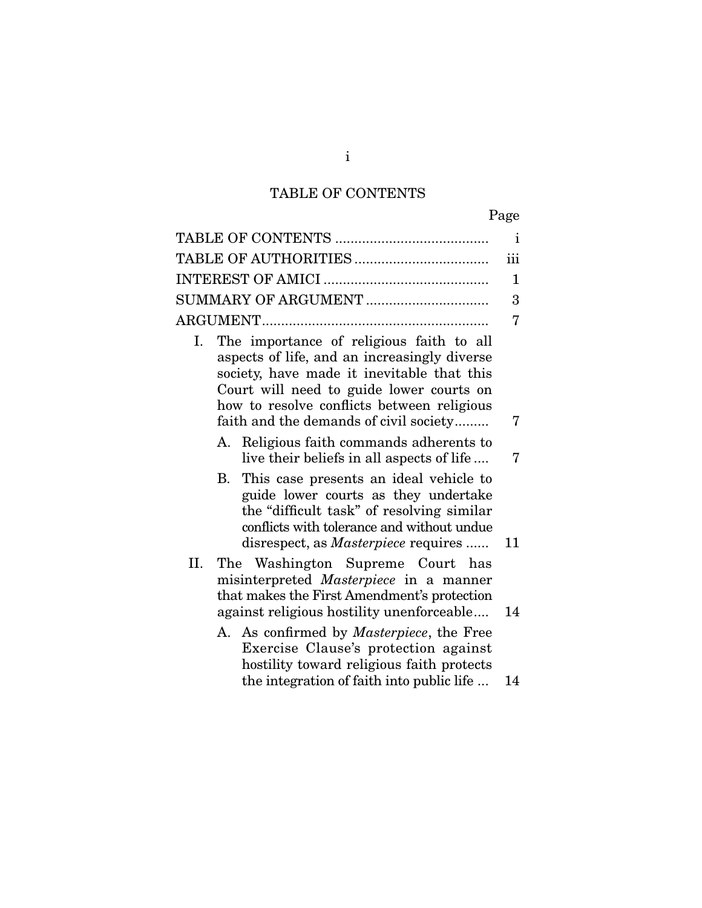# TABLE OF CONTENTS

| | Page |
|---|---|
| TABLE OF CONTENTS | i |
| TABLE OF AUTHORITIES | iii |
| INTEREST OF AMICI | 1 |
| SUMMARY OF ARGUMENT | 3 |
| ARGUMENT | 7 |
| I. The importance of religious faith to all aspects of life, and an increasingly diverse society, have made it inevitable that this Court will need to guide lower courts on how to resolve conflicts between religious faith and the demands of civil society | 7 |
| A. Religious faith commands adherents to live their beliefs in all aspects of life | 7 |
| B. This case presents an ideal vehicle to guide lower courts as they undertake the "difficult task" of resolving similar conflicts with tolerance and without undue disrespect, as *Masterpiece* requires | 11 |
| II. The Washington Supreme Court has misinterpreted *Masterpiece* in a manner that makes the First Amendment's protection against religious hostility unenforceable | 14 |
| A. As confirmed by *Masterpiece*, the Free Exercise Clause's protection against hostility toward religious faith protects the integration of faith into public life | 14 |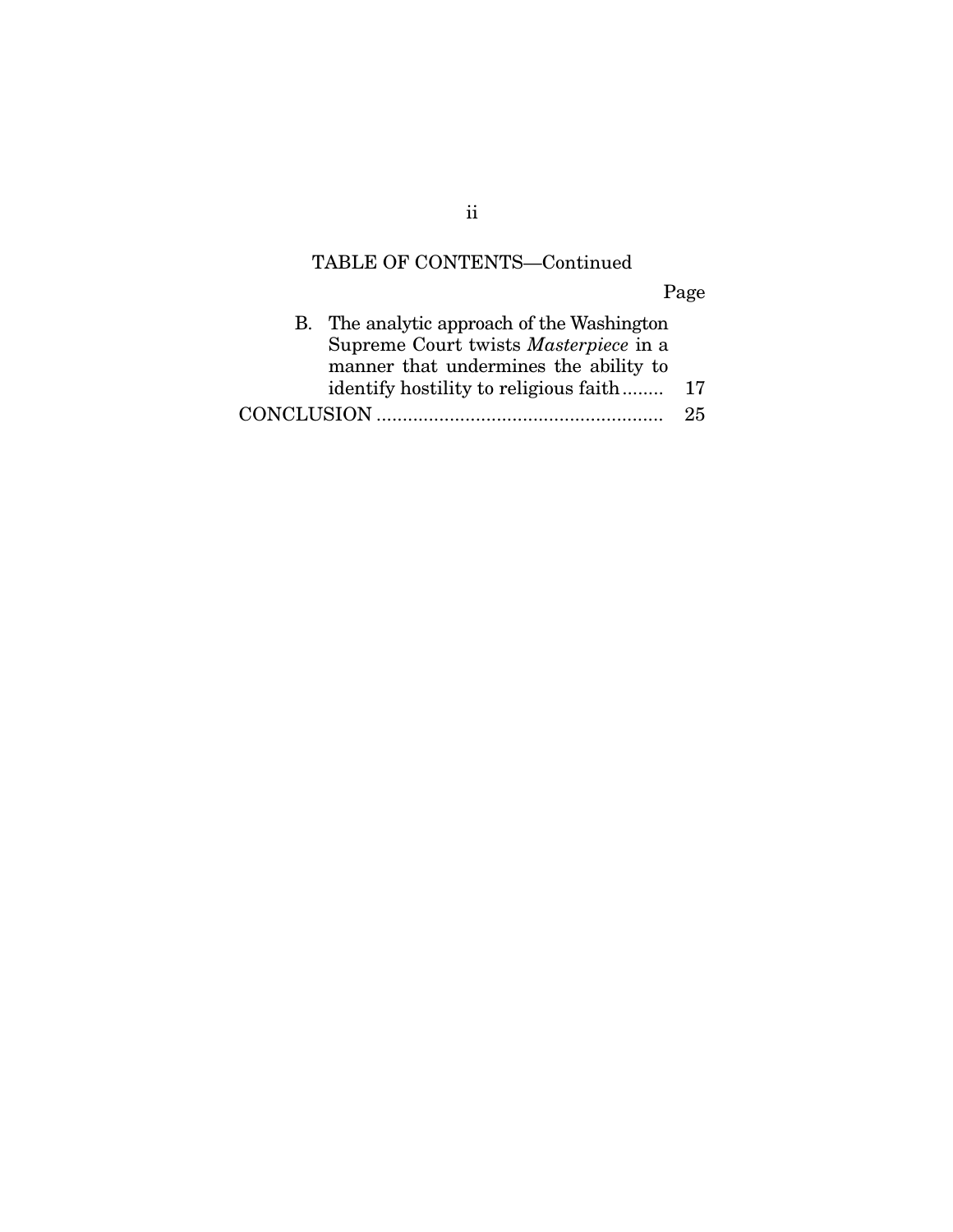TABLE OF CONTENTS—Continued

| | Page |
|---|---|
| B. The analytic approach of the Washington Supreme Court twists *Masterpiece* in a manner that undermines the ability to identify hostility to religious faith | 17 |
| CONCLUSION | 25 |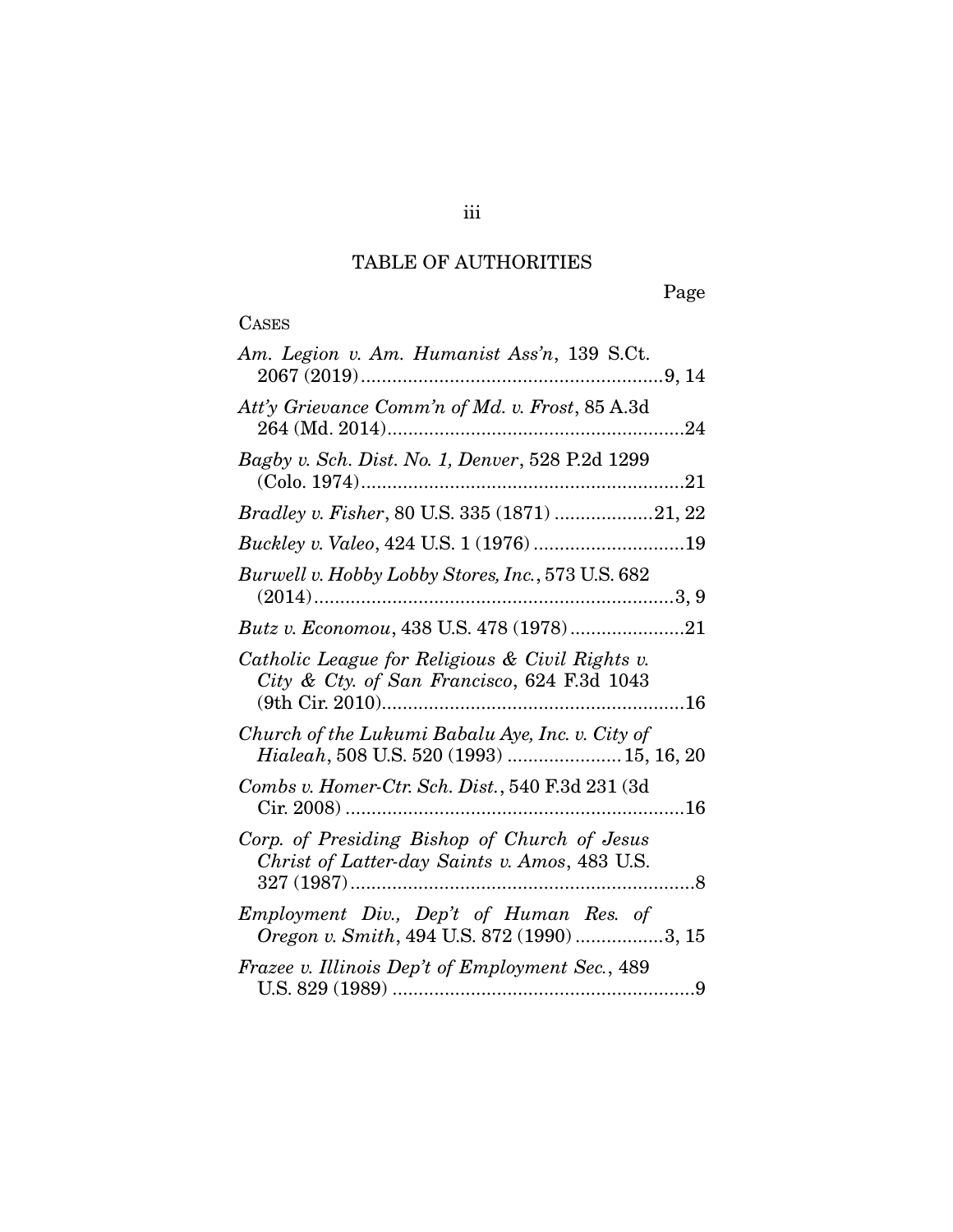## TABLE OF AUTHORITIES

Page

CASES

*Am. Legion v. Am. Humanist Ass'n*, 139 S.Ct. 2067 (2019) .......................................................... 9, 14

*Att'y Grievance Comm'n of Md. v. Frost*, 85 A.3d 264 (Md. 2014) ......................................................... 24

*Bagby v. Sch. Dist. No. 1, Denver*, 528 P.2d 1299 (Colo. 1974) .............................................................. 21

*Bradley v. Fisher*, 80 U.S. 335 (1871) ................... 21, 22

*Buckley v. Valeo*, 424 U.S. 1 (1976) ............................. 19

*Burwell v. Hobby Lobby Stores, Inc.*, 573 U.S. 682 (2014) ..................................................................... 3, 9

*Butz v. Economou*, 438 U.S. 478 (1978) ...................... 21

*Catholic League for Religious & Civil Rights v. City & Cty. of San Francisco*, 624 F.3d 1043 (9th Cir. 2010) .......................................................... 16

*Church of the Lukumi Babalu Aye, Inc. v. City of Hialeah*, 508 U.S. 520 (1993) ...................... 15, 16, 20

*Combs v. Homer-Ctr. Sch. Dist.*, 540 F.3d 231 (3d Cir. 2008) ................................................................. 16

*Corp. of Presiding Bishop of Church of Jesus Christ of Latter-day Saints v. Amos*, 483 U.S. 327 (1987) .................................................................. 8

*Employment Div., Dep't of Human Res. of Oregon v. Smith*, 494 U.S. 872 (1990) ................. 3, 15

*Frazee v. Illinois Dep't of Employment Sec.*, 489 U.S. 829 (1989) .......................................................... 9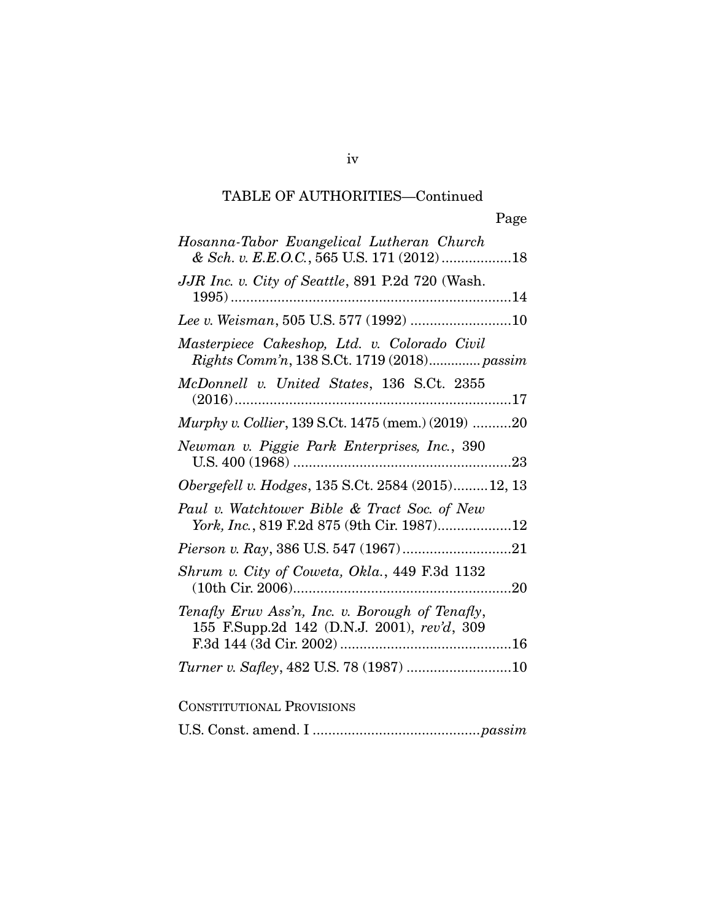TABLE OF AUTHORITIES—Continued

Page

*Hosanna-Tabor Evangelical Lutheran Church & Sch. v. E.E.O.C.*, 565 U.S. 171 (2012) ..................18

*JJR Inc. v. City of Seattle*, 891 P.2d 720 (Wash. 1995) ........................................................................14

*Lee v. Weisman*, 505 U.S. 577 (1992) ..........................10

*Masterpiece Cakeshop, Ltd. v. Colorado Civil Rights Comm'n*, 138 S.Ct. 1719 (2018)............. *passim*

*McDonnell v. United States*, 136 S.Ct. 2355 (2016).......................................................................17

*Murphy v. Collier*, 139 S.Ct. 1475 (mem.) (2019) ..........20

*Newman v. Piggie Park Enterprises, Inc.*, 390 U.S. 400 (1968) ........................................................23

*Obergefell v. Hodges*, 135 S.Ct. 2584 (2015).........12, 13

*Paul v. Watchtower Bible & Tract Soc. of New York, Inc.*, 819 F.2d 875 (9th Cir. 1987)...................12

*Pierson v. Ray*, 386 U.S. 547 (1967)............................21

*Shrum v. City of Coweta, Okla.*, 449 F.3d 1132 (10th Cir. 2006)........................................................20

*Tenafly Eruv Ass'n, Inc. v. Borough of Tenafly*, 155 F.Supp.2d 142 (D.N.J. 2001), *rev'd*, 309 F.3d 144 (3d Cir. 2002) ............................................16

*Turner v. Safley*, 482 U.S. 78 (1987) ...........................10

CONSTITUTIONAL PROVISIONS

U.S. Const. amend. I ...........................................*passim*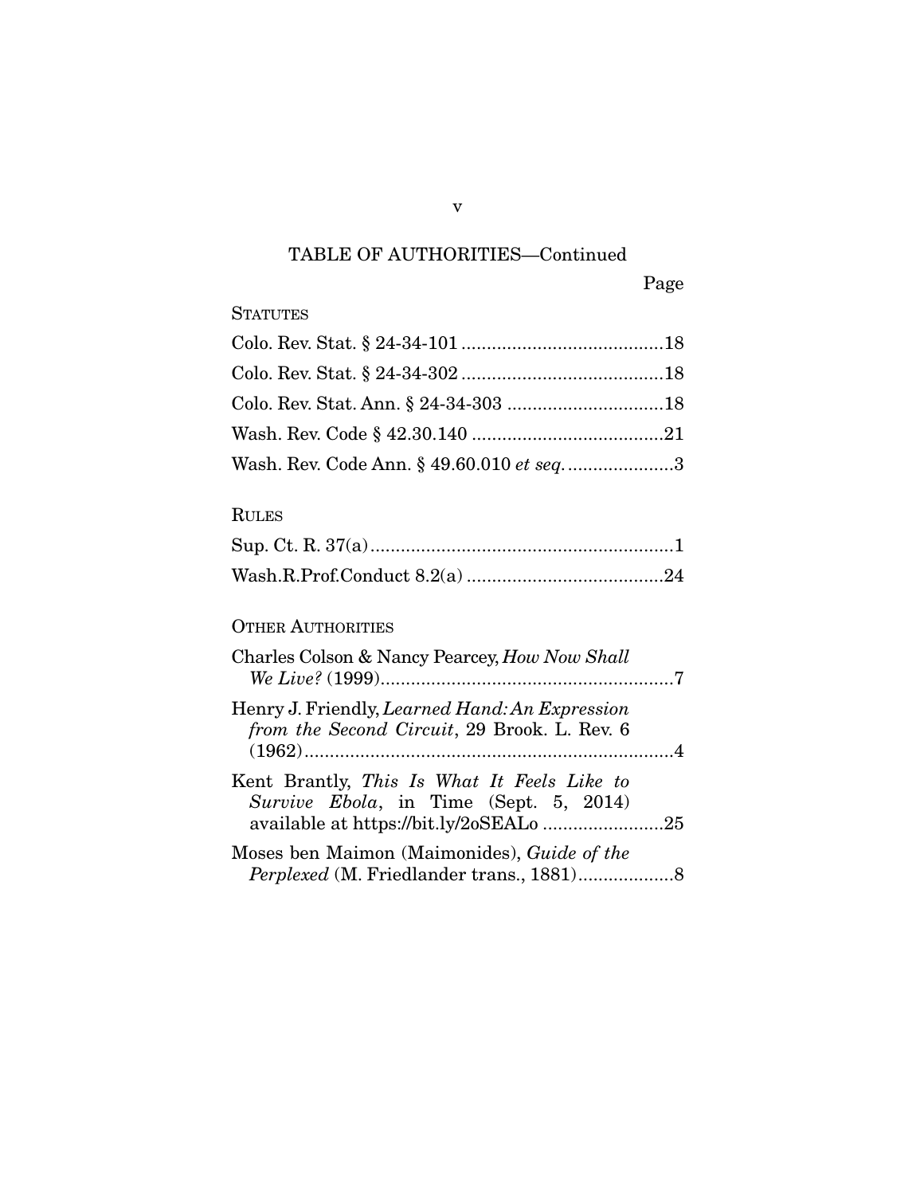## TABLE OF AUTHORITIES—Continued

Page

### STATUTES

Colo. Rev. Stat. § 24-34-101 ........................................18

Colo. Rev. Stat. § 24-34-302 ........................................18

Colo. Rev. Stat. Ann. § 24-34-303 ...............................18

Wash. Rev. Code § 42.30.140 ......................................21

Wash. Rev. Code Ann. § 49.60.010 *et seq.* .....................3

### RULES

Sup. Ct. R. 37(a)............................................................1

Wash.R.Prof.Conduct 8.2(a) .......................................24

### OTHER AUTHORITIES

Charles Colson & Nancy Pearcey, *How Now Shall We Live?* (1999)..........................................................7

Henry J. Friendly, *Learned Hand: An Expression from the Second Circuit*, 29 Brook. L. Rev. 6 (1962).........................................................................4

Kent Brantly, *This Is What It Feels Like to Survive Ebola*, in Time (Sept. 5, 2014) available at https://bit.ly/2oSEALo ........................25

Moses ben Maimon (Maimonides), *Guide of the Perplexed* (M. Friedlander trans., 1881)..................8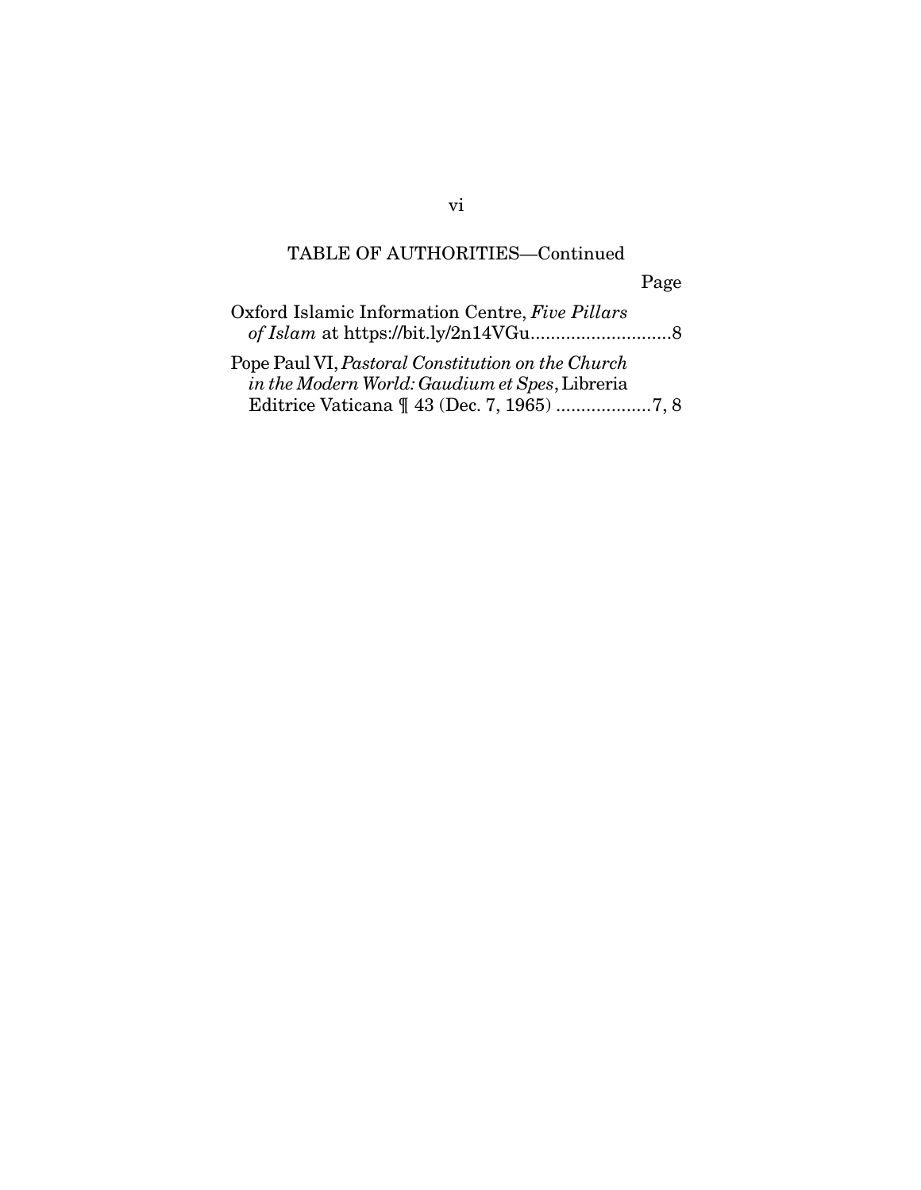TABLE OF AUTHORITIES—Continued

Page

Oxford Islamic Information Centre, *Five Pillars of Islam* at https://bit.ly/2n14VGu............................8

Pope Paul VI, *Pastoral Constitution on the Church in the Modern World: Gaudium et Spes*, Libreria Editrice Vaticana ¶ 43 (Dec. 7, 1965) ...................7, 8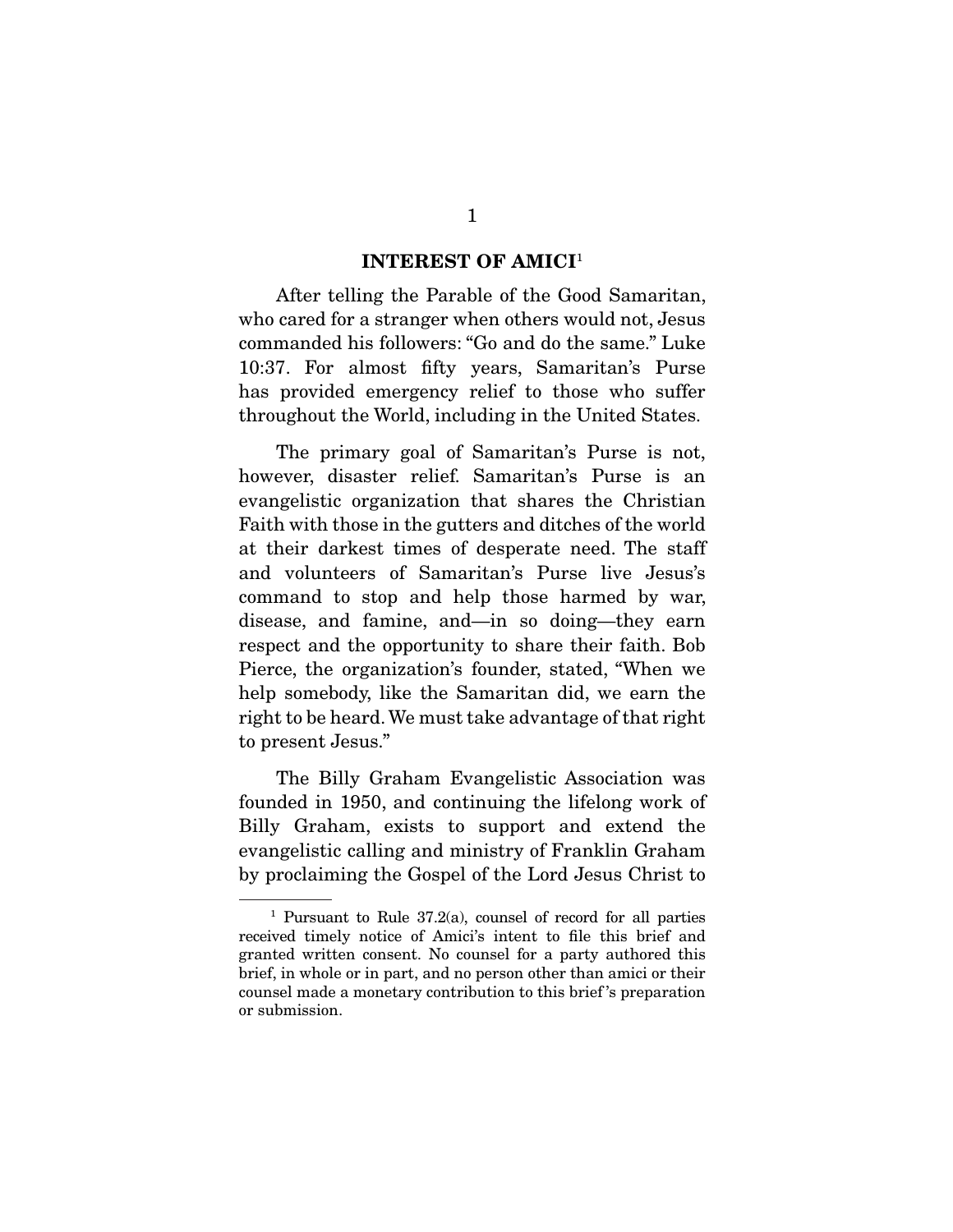## INTEREST OF AMICI[1]

After telling the Parable of the Good Samaritan, who cared for a stranger when others would not, Jesus commanded his followers: "Go and do the same." Luke 10:37. For almost fifty years, Samaritan's Purse has provided emergency relief to those who suffer throughout the World, including in the United States.

The primary goal of Samaritan's Purse is not, however, disaster relief. Samaritan's Purse is an evangelistic organization that shares the Christian Faith with those in the gutters and ditches of the world at their darkest times of desperate need. The staff and volunteers of Samaritan's Purse live Jesus's command to stop and help those harmed by war, disease, and famine, and—in so doing—they earn respect and the opportunity to share their faith. Bob Pierce, the organization's founder, stated, "When we help somebody, like the Samaritan did, we earn the right to be heard. We must take advantage of that right to present Jesus."

The Billy Graham Evangelistic Association was founded in 1950, and continuing the lifelong work of Billy Graham, exists to support and extend the evangelistic calling and ministry of Franklin Graham by proclaiming the Gospel of the Lord Jesus Christ to

---

[1] Pursuant to Rule 37.2(a), counsel of record for all parties received timely notice of Amici's intent to file this brief and granted written consent. No counsel for a party authored this brief, in whole or in part, and no person other than amici or their counsel made a monetary contribution to this brief's preparation or submission.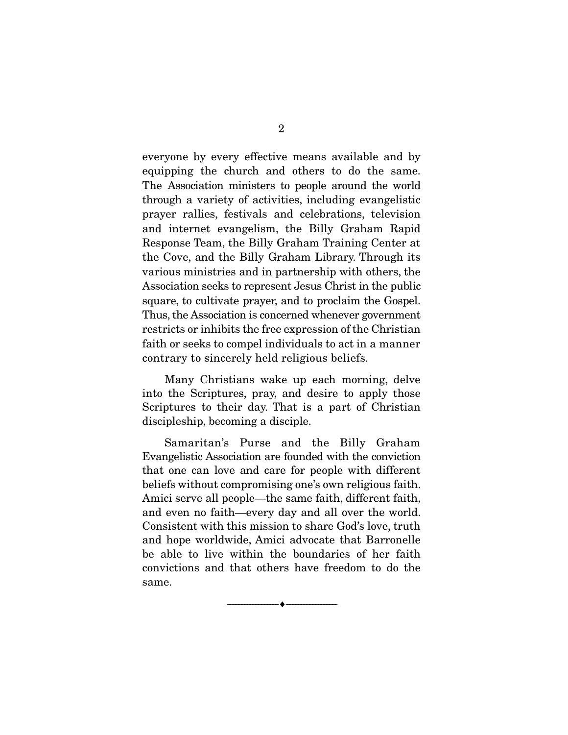everyone by every effective means available and by equipping the church and others to do the same. The Association ministers to people around the world through a variety of activities, including evangelistic prayer rallies, festivals and celebrations, television and internet evangelism, the Billy Graham Rapid Response Team, the Billy Graham Training Center at the Cove, and the Billy Graham Library. Through its various ministries and in partnership with others, the Association seeks to represent Jesus Christ in the public square, to cultivate prayer, and to proclaim the Gospel. Thus, the Association is concerned whenever government restricts or inhibits the free expression of the Christian faith or seeks to compel individuals to act in a manner contrary to sincerely held religious beliefs.

Many Christians wake up each morning, delve into the Scriptures, pray, and desire to apply those Scriptures to their day. That is a part of Christian discipleship, becoming a disciple.

Samaritan's Purse and the Billy Graham Evangelistic Association are founded with the conviction that one can love and care for people with different beliefs without compromising one's own religious faith. Amici serve all people—the same faith, different faith, and even no faith—every day and all over the world. Consistent with this mission to share God's love, truth and hope worldwide, Amici advocate that Barronelle be able to live within the boundaries of her faith convictions and that others have freedom to do the same.

---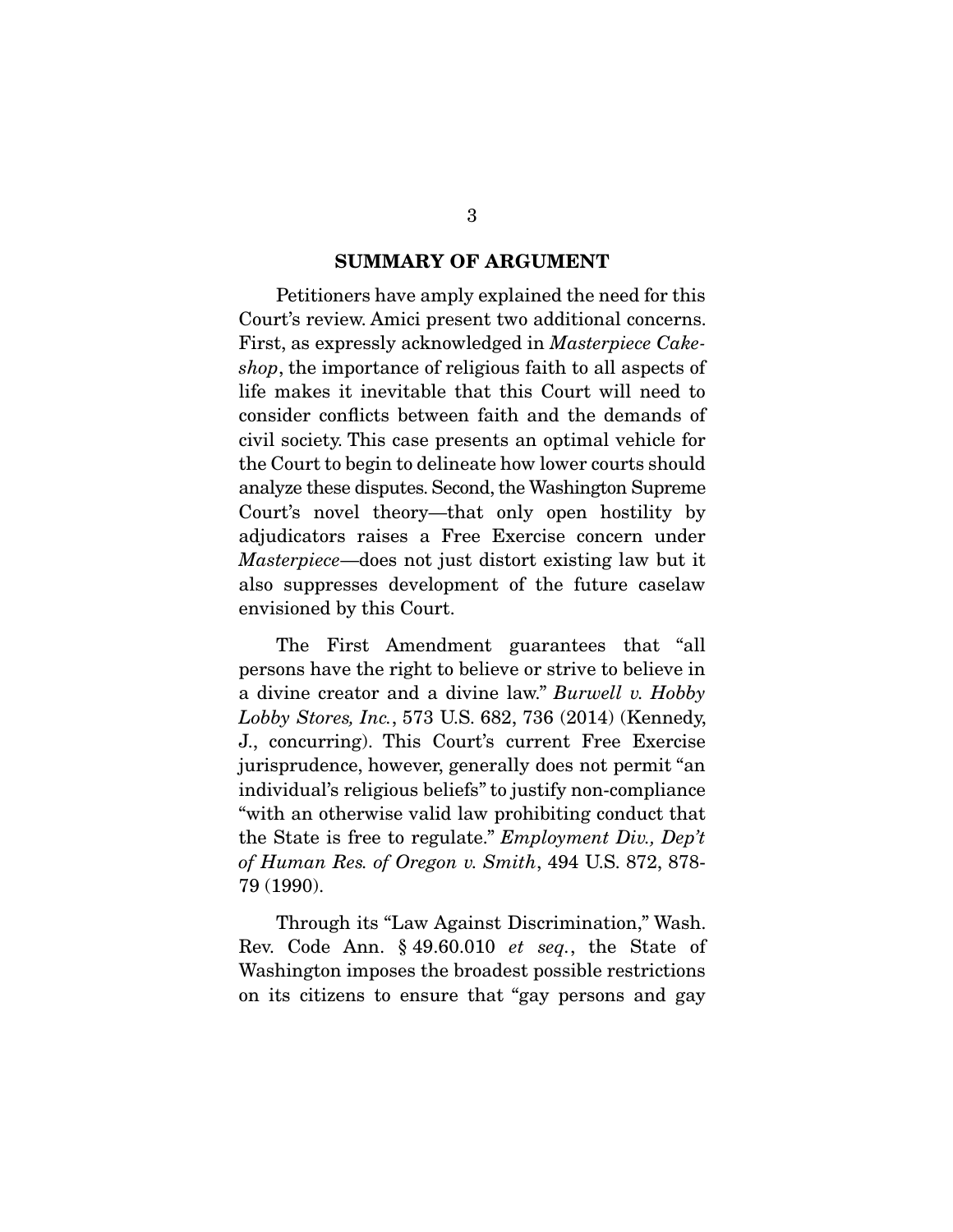## SUMMARY OF ARGUMENT

Petitioners have amply explained the need for this Court's review. Amici present two additional concerns. First, as expressly acknowledged in *Masterpiece Cakeshop*, the importance of religious faith to all aspects of life makes it inevitable that this Court will need to consider conflicts between faith and the demands of civil society. This case presents an optimal vehicle for the Court to begin to delineate how lower courts should analyze these disputes. Second, the Washington Supreme Court's novel theory—that only open hostility by adjudicators raises a Free Exercise concern under *Masterpiece*—does not just distort existing law but it also suppresses development of the future caselaw envisioned by this Court.

The First Amendment guarantees that "all persons have the right to believe or strive to believe in a divine creator and a divine law." *Burwell v. Hobby Lobby Stores, Inc.*, 573 U.S. 682, 736 (2014) (Kennedy, J., concurring). This Court's current Free Exercise jurisprudence, however, generally does not permit "an individual's religious beliefs" to justify non-compliance "with an otherwise valid law prohibiting conduct that the State is free to regulate." *Employment Div., Dep't of Human Res. of Oregon v. Smith*, 494 U.S. 872, 878-79 (1990).

Through its "Law Against Discrimination," Wash. Rev. Code Ann. § 49.60.010 *et seq.*, the State of Washington imposes the broadest possible restrictions on its citizens to ensure that "gay persons and gay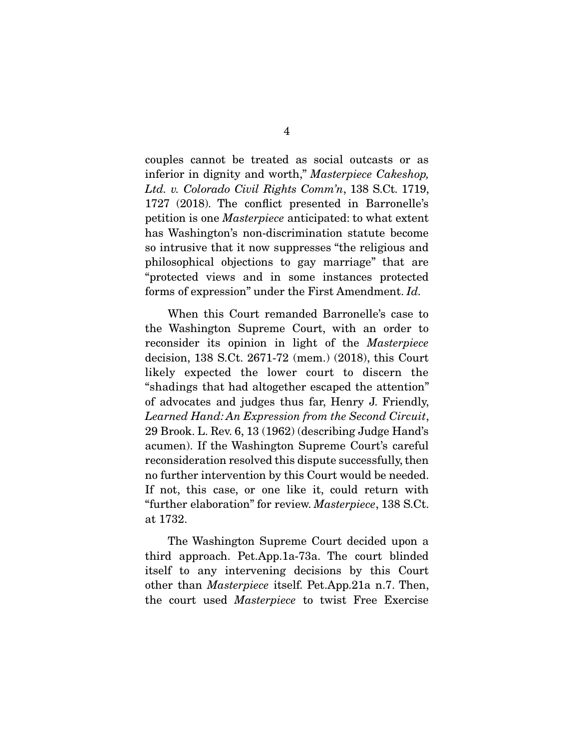couples cannot be treated as social outcasts or as inferior in dignity and worth," *Masterpiece Cakeshop, Ltd. v. Colorado Civil Rights Comm'n*, 138 S.Ct. 1719, 1727 (2018). The conflict presented in Barronelle's petition is one *Masterpiece* anticipated: to what extent has Washington's non-discrimination statute become so intrusive that it now suppresses "the religious and philosophical objections to gay marriage" that are "protected views and in some instances protected forms of expression" under the First Amendment. *Id.*

When this Court remanded Barronelle's case to the Washington Supreme Court, with an order to reconsider its opinion in light of the *Masterpiece* decision, 138 S.Ct. 2671-72 (mem.) (2018), this Court likely expected the lower court to discern the "shadings that had altogether escaped the attention" of advocates and judges thus far, Henry J. Friendly, *Learned Hand: An Expression from the Second Circuit*, 29 Brook. L. Rev. 6, 13 (1962) (describing Judge Hand's acumen). If the Washington Supreme Court's careful reconsideration resolved this dispute successfully, then no further intervention by this Court would be needed. If not, this case, or one like it, could return with "further elaboration" for review. *Masterpiece*, 138 S.Ct. at 1732.

The Washington Supreme Court decided upon a third approach. Pet.App.1a-73a. The court blinded itself to any intervening decisions by this Court other than *Masterpiece* itself. Pet.App.21a n.7. Then, the court used *Masterpiece* to twist Free Exercise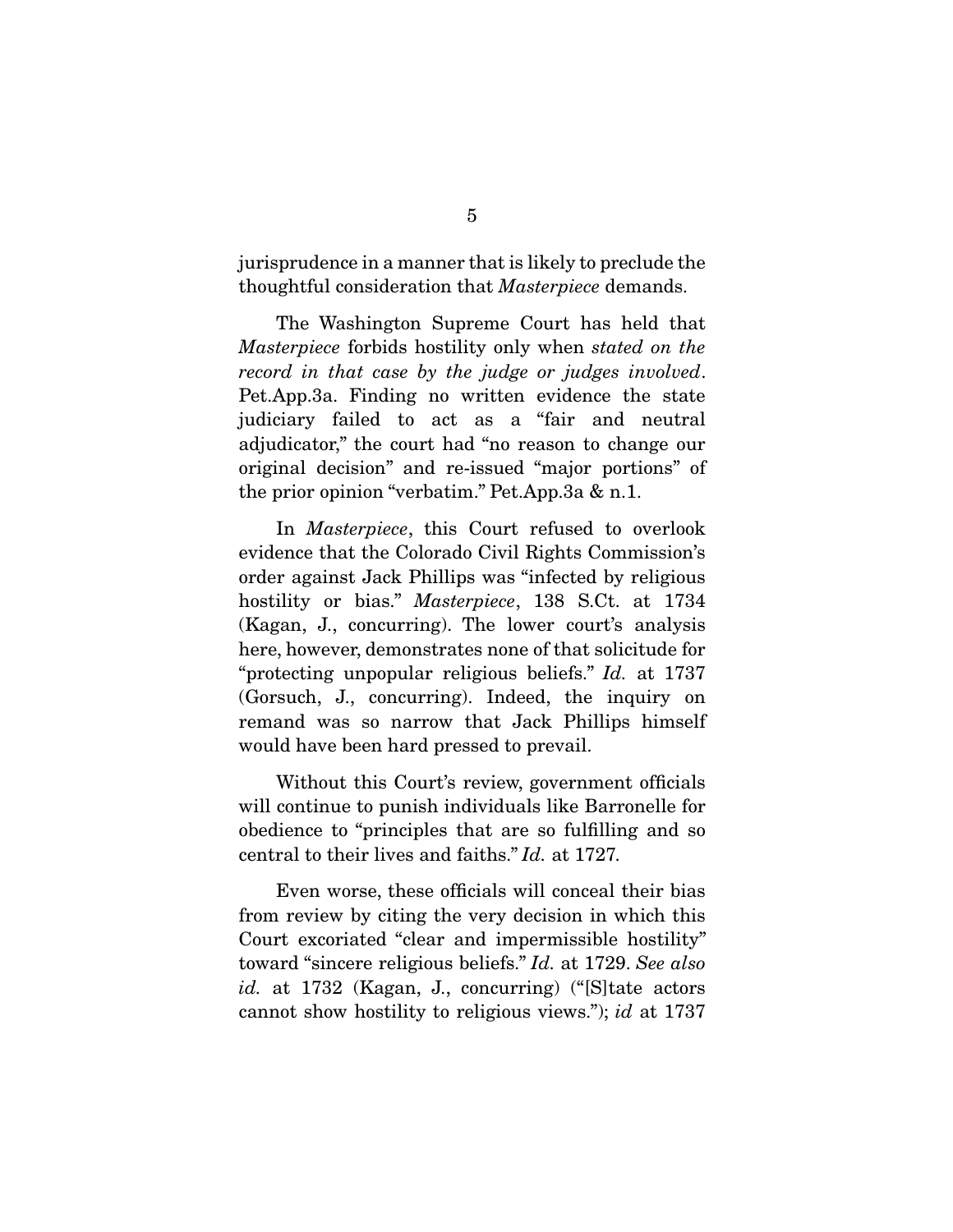jurisprudence in a manner that is likely to preclude the thoughtful consideration that *Masterpiece* demands.

The Washington Supreme Court has held that *Masterpiece* forbids hostility only when *stated on the record in that case by the judge or judges involved*. Pet.App.3a. Finding no written evidence the state judiciary failed to act as a "fair and neutral adjudicator," the court had "no reason to change our original decision" and re-issued "major portions" of the prior opinion "verbatim." Pet.App.3a & n.1.

In *Masterpiece*, this Court refused to overlook evidence that the Colorado Civil Rights Commission's order against Jack Phillips was "infected by religious hostility or bias." *Masterpiece*, 138 S.Ct. at 1734 (Kagan, J., concurring). The lower court's analysis here, however, demonstrates none of that solicitude for "protecting unpopular religious beliefs." *Id.* at 1737 (Gorsuch, J., concurring). Indeed, the inquiry on remand was so narrow that Jack Phillips himself would have been hard pressed to prevail.

Without this Court's review, government officials will continue to punish individuals like Barronelle for obedience to "principles that are so fulfilling and so central to their lives and faiths." *Id.* at 1727.

Even worse, these officials will conceal their bias from review by citing the very decision in which this Court excoriated "clear and impermissible hostility" toward "sincere religious beliefs." *Id.* at 1729. *See also id.* at 1732 (Kagan, J., concurring) ("[S]tate actors cannot show hostility to religious views."); *id* at 1737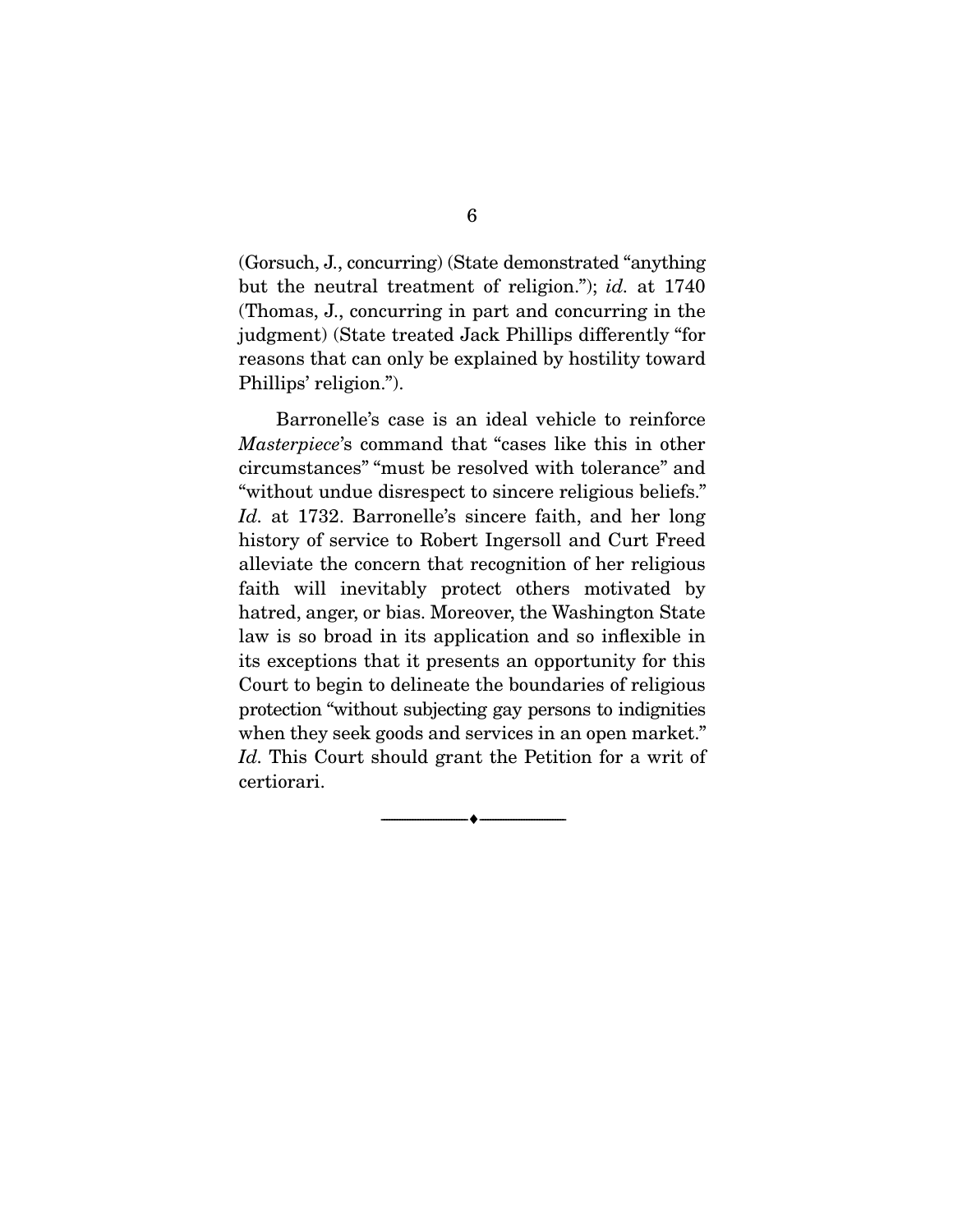(Gorsuch, J., concurring) (State demonstrated "anything but the neutral treatment of religion."); *id.* at 1740 (Thomas, J., concurring in part and concurring in the judgment) (State treated Jack Phillips differently "for reasons that can only be explained by hostility toward Phillips' religion.").

Barronelle's case is an ideal vehicle to reinforce *Masterpiece*'s command that "cases like this in other circumstances" "must be resolved with tolerance" and "without undue disrespect to sincere religious beliefs." *Id.* at 1732. Barronelle's sincere faith, and her long history of service to Robert Ingersoll and Curt Freed alleviate the concern that recognition of her religious faith will inevitably protect others motivated by hatred, anger, or bias. Moreover, the Washington State law is so broad in its application and so inflexible in its exceptions that it presents an opportunity for this Court to begin to delineate the boundaries of religious protection "without subjecting gay persons to indignities when they seek goods and services in an open market." *Id.* This Court should grant the Petition for a writ of certiorari.

---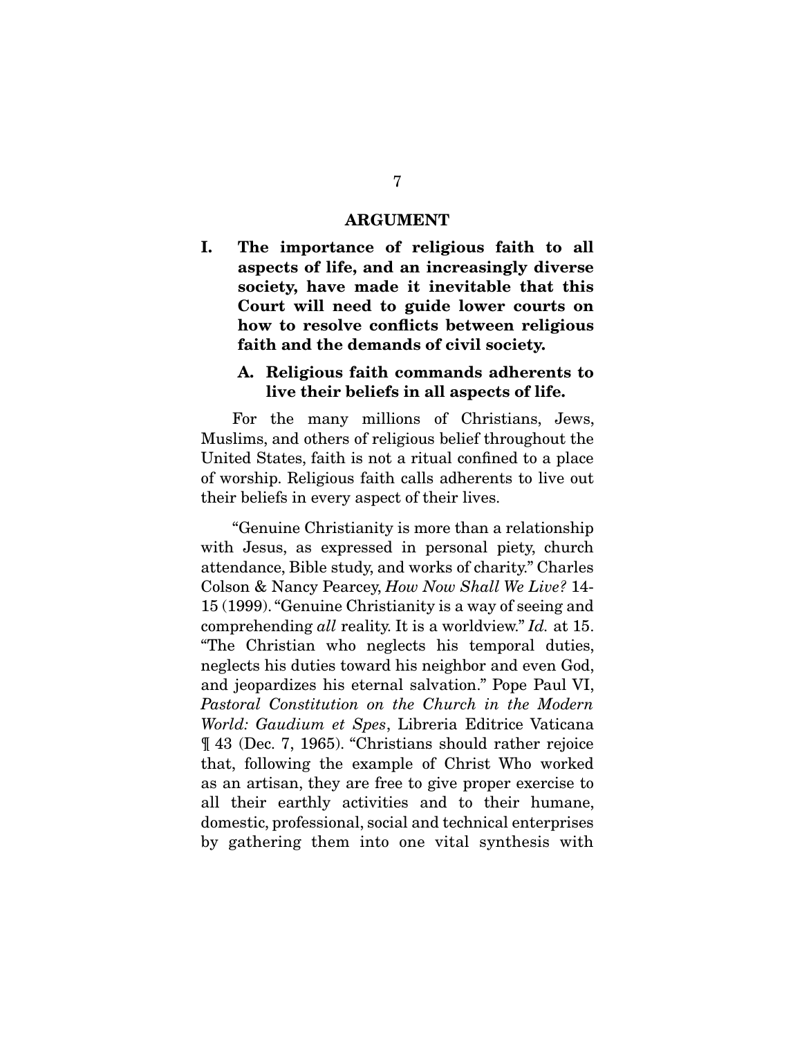# ARGUMENT

## I. The importance of religious faith to all aspects of life, and an increasingly diverse society, have made it inevitable that this Court will need to guide lower courts on how to resolve conflicts between religious faith and the demands of civil society.

### A. Religious faith commands adherents to live their beliefs in all aspects of life.

For the many millions of Christians, Jews, Muslims, and others of religious belief throughout the United States, faith is not a ritual confined to a place of worship. Religious faith calls adherents to live out their beliefs in every aspect of their lives.

"Genuine Christianity is more than a relationship with Jesus, as expressed in personal piety, church attendance, Bible study, and works of charity." Charles Colson & Nancy Pearcey, *How Now Shall We Live?* 14-15 (1999). "Genuine Christianity is a way of seeing and comprehending *all* reality. It is a worldview." *Id.* at 15. "The Christian who neglects his temporal duties, neglects his duties toward his neighbor and even God, and jeopardizes his eternal salvation." Pope Paul VI, *Pastoral Constitution on the Church in the Modern World: Gaudium et Spes*, Libreria Editrice Vaticana ¶ 43 (Dec. 7, 1965). "Christians should rather rejoice that, following the example of Christ Who worked as an artisan, they are free to give proper exercise to all their earthly activities and to their humane, domestic, professional, social and technical enterprises by gathering them into one vital synthesis with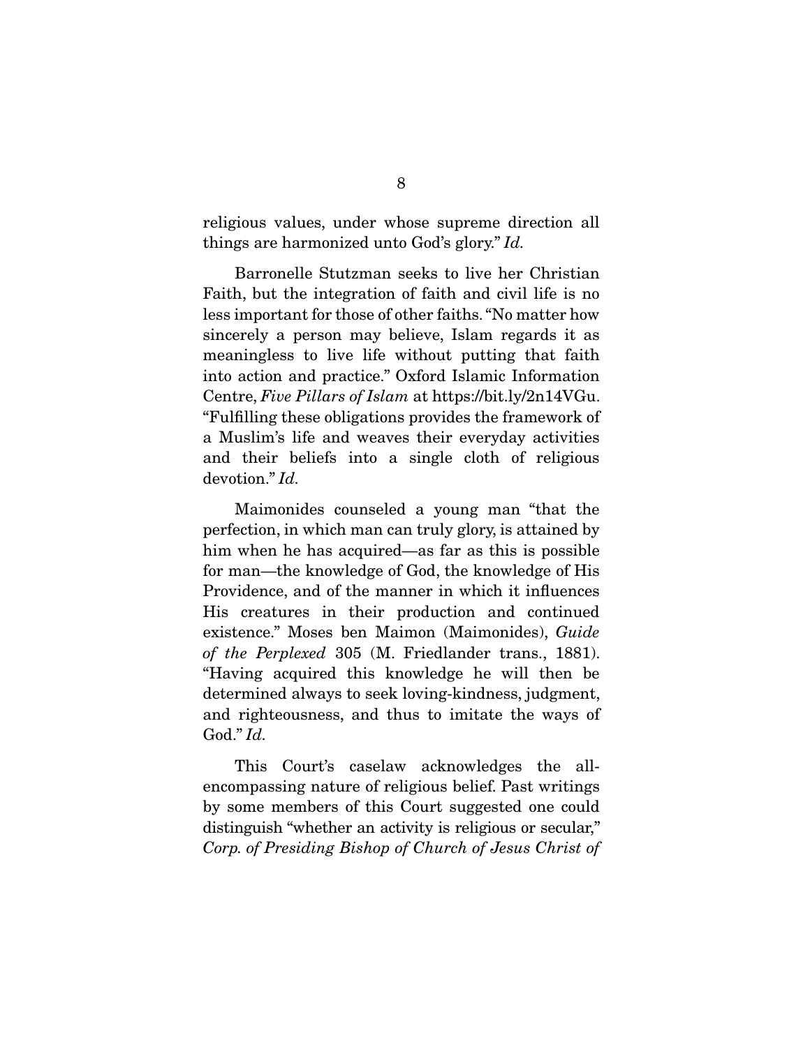religious values, under whose supreme direction all things are harmonized unto God's glory." *Id.*

Barronelle Stutzman seeks to live her Christian Faith, but the integration of faith and civil life is no less important for those of other faiths. "No matter how sincerely a person may believe, Islam regards it as meaningless to live life without putting that faith into action and practice." Oxford Islamic Information Centre, *Five Pillars of Islam* at https://bit.ly/2n14VGu. "Fulfilling these obligations provides the framework of a Muslim's life and weaves their everyday activities and their beliefs into a single cloth of religious devotion." *Id.*

Maimonides counseled a young man "that the perfection, in which man can truly glory, is attained by him when he has acquired—as far as this is possible for man—the knowledge of God, the knowledge of His Providence, and of the manner in which it influences His creatures in their production and continued existence." Moses ben Maimon (Maimonides), *Guide of the Perplexed* 305 (M. Friedlander trans., 1881). "Having acquired this knowledge he will then be determined always to seek loving-kindness, judgment, and righteousness, and thus to imitate the ways of God." *Id.*

This Court's caselaw acknowledges the all-encompassing nature of religious belief. Past writings by some members of this Court suggested one could distinguish "whether an activity is religious or secular," *Corp. of Presiding Bishop of Church of Jesus Christ of*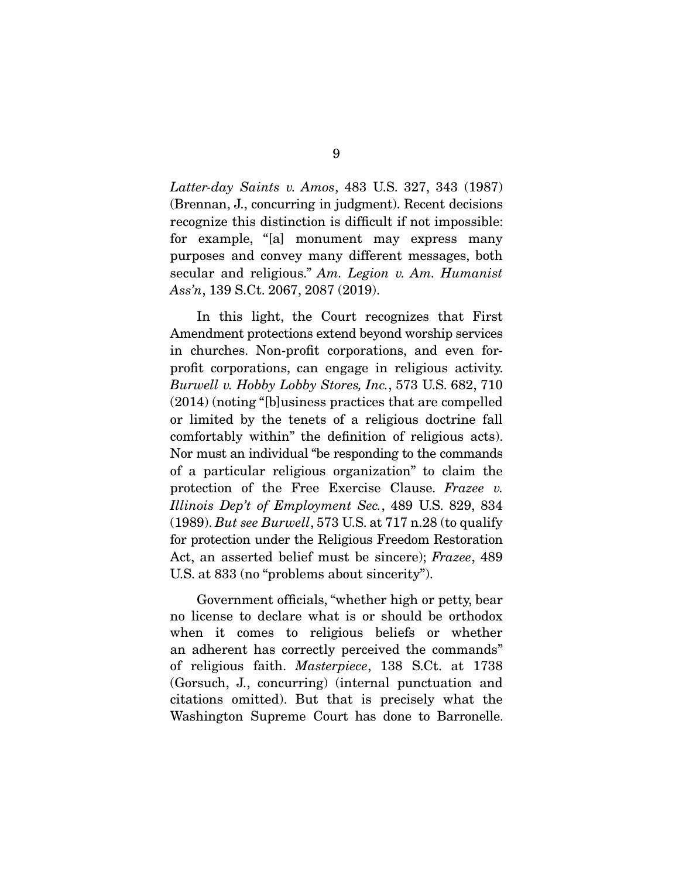*Latter-day Saints v. Amos*, 483 U.S. 327, 343 (1987) (Brennan, J., concurring in judgment). Recent decisions recognize this distinction is difficult if not impossible: for example, "[a] monument may express many purposes and convey many different messages, both secular and religious." *Am. Legion v. Am. Humanist Ass'n*, 139 S.Ct. 2067, 2087 (2019).

In this light, the Court recognizes that First Amendment protections extend beyond worship services in churches. Non-profit corporations, and even for-profit corporations, can engage in religious activity. *Burwell v. Hobby Lobby Stores, Inc.*, 573 U.S. 682, 710 (2014) (noting "[b]usiness practices that are compelled or limited by the tenets of a religious doctrine fall comfortably within" the definition of religious acts). Nor must an individual "be responding to the commands of a particular religious organization" to claim the protection of the Free Exercise Clause. *Frazee v. Illinois Dep't of Employment Sec.*, 489 U.S. 829, 834 (1989). *But see Burwell*, 573 U.S. at 717 n.28 (to qualify for protection under the Religious Freedom Restoration Act, an asserted belief must be sincere); *Frazee*, 489 U.S. at 833 (no "problems about sincerity").

Government officials, "whether high or petty, bear no license to declare what is or should be orthodox when it comes to religious beliefs or whether an adherent has correctly perceived the commands" of religious faith. *Masterpiece*, 138 S.Ct. at 1738 (Gorsuch, J., concurring) (internal punctuation and citations omitted). But that is precisely what the Washington Supreme Court has done to Barronelle.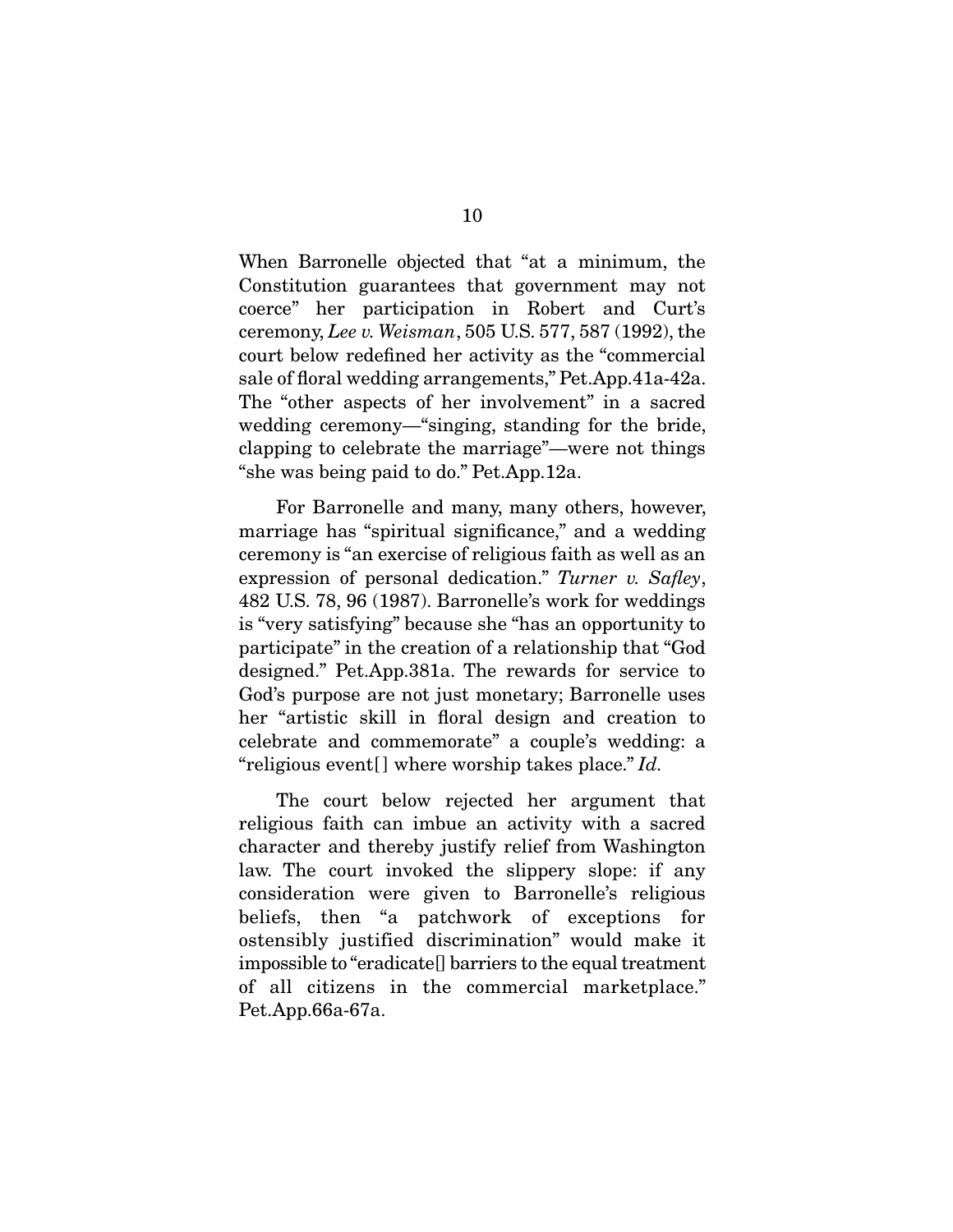When Barronelle objected that "at a minimum, the Constitution guarantees that government may not coerce" her participation in Robert and Curt's ceremony, *Lee v. Weisman*, 505 U.S. 577, 587 (1992), the court below redefined her activity as the "commercial sale of floral wedding arrangements," Pet.App.41a-42a. The "other aspects of her involvement" in a sacred wedding ceremony—"singing, standing for the bride, clapping to celebrate the marriage"—were not things "she was being paid to do." Pet.App.12a.

For Barronelle and many, many others, however, marriage has "spiritual significance," and a wedding ceremony is "an exercise of religious faith as well as an expression of personal dedication." *Turner v. Safley*, 482 U.S. 78, 96 (1987). Barronelle's work for weddings is "very satisfying" because she "has an opportunity to participate" in the creation of a relationship that "God designed." Pet.App.381a. The rewards for service to God's purpose are not just monetary; Barronelle uses her "artistic skill in floral design and creation to celebrate and commemorate" a couple's wedding: a "religious event[] where worship takes place." *Id.*

The court below rejected her argument that religious faith can imbue an activity with a sacred character and thereby justify relief from Washington law. The court invoked the slippery slope: if any consideration were given to Barronelle's religious beliefs, then "a patchwork of exceptions for ostensibly justified discrimination" would make it impossible to "eradicate[] barriers to the equal treatment of all citizens in the commercial marketplace." Pet.App.66a-67a.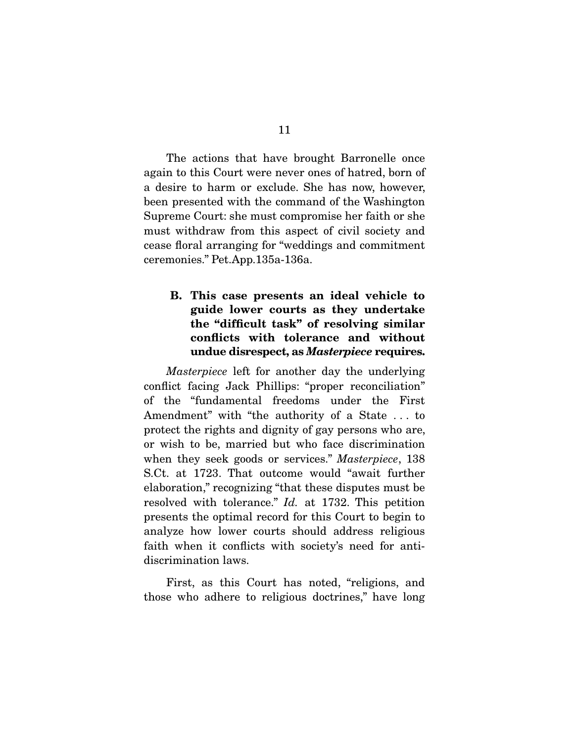The actions that have brought Barronelle once again to this Court were never ones of hatred, born of a desire to harm or exclude. She has now, however, been presented with the command of the Washington Supreme Court: she must compromise her faith or she must withdraw from this aspect of civil society and cease floral arranging for "weddings and commitment ceremonies." Pet.App.135a-136a.

### B. This case presents an ideal vehicle to guide lower courts as they undertake the "difficult task" of resolving similar conflicts with tolerance and without undue disrespect, as *Masterpiece* requires.

*Masterpiece* left for another day the underlying conflict facing Jack Phillips: "proper reconciliation" of the "fundamental freedoms under the First Amendment" with "the authority of a State . . . to protect the rights and dignity of gay persons who are, or wish to be, married but who face discrimination when they seek goods or services." *Masterpiece*, 138 S.Ct. at 1723. That outcome would "await further elaboration," recognizing "that these disputes must be resolved with tolerance." *Id.* at 1732. This petition presents the optimal record for this Court to begin to analyze how lower courts should address religious faith when it conflicts with society's need for anti-discrimination laws.

First, as this Court has noted, "religions, and those who adhere to religious doctrines," have long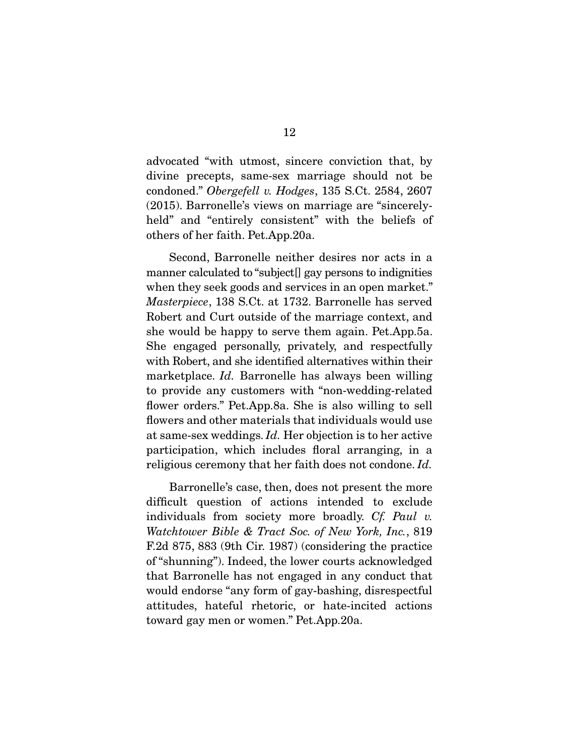advocated "with utmost, sincere conviction that, by divine precepts, same-sex marriage should not be condoned." *Obergefell v. Hodges*, 135 S.Ct. 2584, 2607 (2015). Barronelle's views on marriage are "sincerely-held" and "entirely consistent" with the beliefs of others of her faith. Pet.App.20a.

Second, Barronelle neither desires nor acts in a manner calculated to "subject[] gay persons to indignities when they seek goods and services in an open market." *Masterpiece*, 138 S.Ct. at 1732. Barronelle has served Robert and Curt outside of the marriage context, and she would be happy to serve them again. Pet.App.5a. She engaged personally, privately, and respectfully with Robert, and she identified alternatives within their marketplace. *Id.* Barronelle has always been willing to provide any customers with "non-wedding-related flower orders." Pet.App.8a. She is also willing to sell flowers and other materials that individuals would use at same-sex weddings. *Id.* Her objection is to her active participation, which includes floral arranging, in a religious ceremony that her faith does not condone. *Id.*

Barronelle's case, then, does not present the more difficult question of actions intended to exclude individuals from society more broadly. *Cf. Paul v. Watchtower Bible & Tract Soc. of New York, Inc.*, 819 F.2d 875, 883 (9th Cir. 1987) (considering the practice of "shunning"). Indeed, the lower courts acknowledged that Barronelle has not engaged in any conduct that would endorse "any form of gay-bashing, disrespectful attitudes, hateful rhetoric, or hate-incited actions toward gay men or women." Pet.App.20a.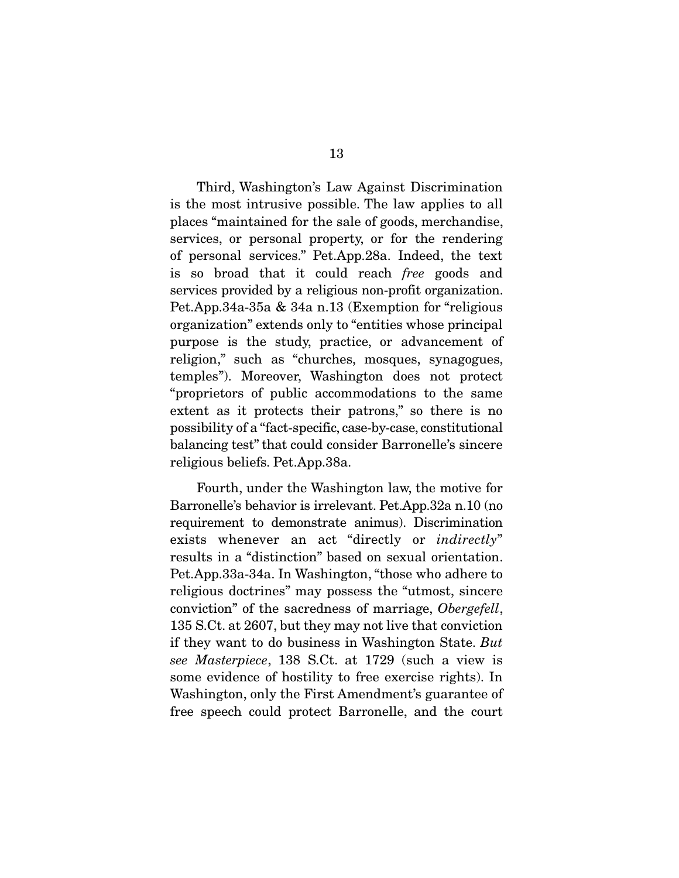Third, Washington's Law Against Discrimination is the most intrusive possible. The law applies to all places "maintained for the sale of goods, merchandise, services, or personal property, or for the rendering of personal services." Pet.App.28a. Indeed, the text is so broad that it could reach *free* goods and services provided by a religious non-profit organization. Pet.App.34a-35a & 34a n.13 (Exemption for "religious organization" extends only to "entities whose principal purpose is the study, practice, or advancement of religion," such as "churches, mosques, synagogues, temples"). Moreover, Washington does not protect "proprietors of public accommodations to the same extent as it protects their patrons," so there is no possibility of a "fact-specific, case-by-case, constitutional balancing test" that could consider Barronelle's sincere religious beliefs. Pet.App.38a.

Fourth, under the Washington law, the motive for Barronelle's behavior is irrelevant. Pet.App.32a n.10 (no requirement to demonstrate animus). Discrimination exists whenever an act "directly or *indirectly*" results in a "distinction" based on sexual orientation. Pet.App.33a-34a. In Washington, "those who adhere to religious doctrines" may possess the "utmost, sincere conviction" of the sacredness of marriage, *Obergefell*, 135 S.Ct. at 2607, but they may not live that conviction if they want to do business in Washington State. *But see Masterpiece*, 138 S.Ct. at 1729 (such a view is some evidence of hostility to free exercise rights). In Washington, only the First Amendment's guarantee of free speech could protect Barronelle, and the court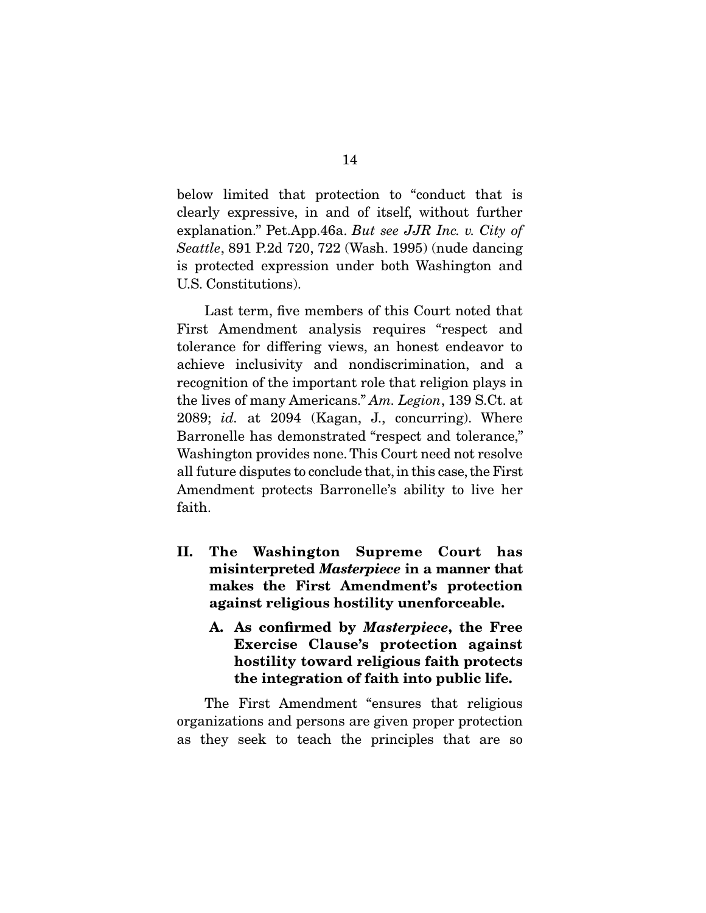below limited that protection to "conduct that is clearly expressive, in and of itself, without further explanation." Pet.App.46a. *But see JJR Inc. v. City of Seattle*, 891 P.2d 720, 722 (Wash. 1995) (nude dancing is protected expression under both Washington and U.S. Constitutions).

Last term, five members of this Court noted that First Amendment analysis requires "respect and tolerance for differing views, an honest endeavor to achieve inclusivity and nondiscrimination, and a recognition of the important role that religion plays in the lives of many Americans." *Am. Legion*, 139 S.Ct. at 2089; *id.* at 2094 (Kagan, J., concurring). Where Barronelle has demonstrated "respect and tolerance," Washington provides none. This Court need not resolve all future disputes to conclude that, in this case, the First Amendment protects Barronelle's ability to live her faith.

## II. The Washington Supreme Court has misinterpreted *Masterpiece* in a manner that makes the First Amendment's protection against religious hostility unenforceable.

### A. As confirmed by *Masterpiece*, the Free Exercise Clause's protection against hostility toward religious faith protects the integration of faith into public life.

The First Amendment "ensures that religious organizations and persons are given proper protection as they seek to teach the principles that are so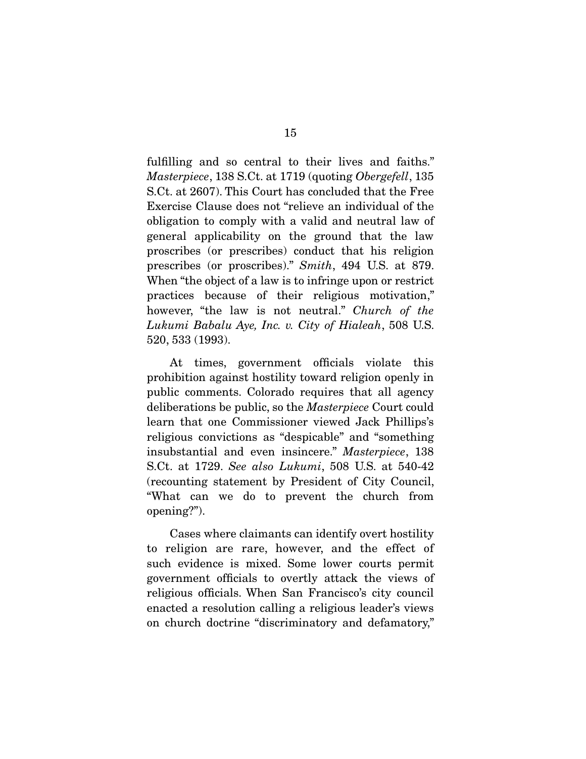fulfilling and so central to their lives and faiths." *Masterpiece*, 138 S.Ct. at 1719 (quoting *Obergefell*, 135 S.Ct. at 2607). This Court has concluded that the Free Exercise Clause does not "relieve an individual of the obligation to comply with a valid and neutral law of general applicability on the ground that the law proscribes (or prescribes) conduct that his religion prescribes (or proscribes)." *Smith*, 494 U.S. at 879. When "the object of a law is to infringe upon or restrict practices because of their religious motivation," however, "the law is not neutral." *Church of the Lukumi Babalu Aye, Inc. v. City of Hialeah*, 508 U.S. 520, 533 (1993).

At times, government officials violate this prohibition against hostility toward religion openly in public comments. Colorado requires that all agency deliberations be public, so the *Masterpiece* Court could learn that one Commissioner viewed Jack Phillips's religious convictions as "despicable" and "something insubstantial and even insincere." *Masterpiece*, 138 S.Ct. at 1729. *See also Lukumi*, 508 U.S. at 540-42 (recounting statement by President of City Council, "What can we do to prevent the church from opening?").

Cases where claimants can identify overt hostility to religion are rare, however, and the effect of such evidence is mixed. Some lower courts permit government officials to overtly attack the views of religious officials. When San Francisco's city council enacted a resolution calling a religious leader's views on church doctrine "discriminatory and defamatory,"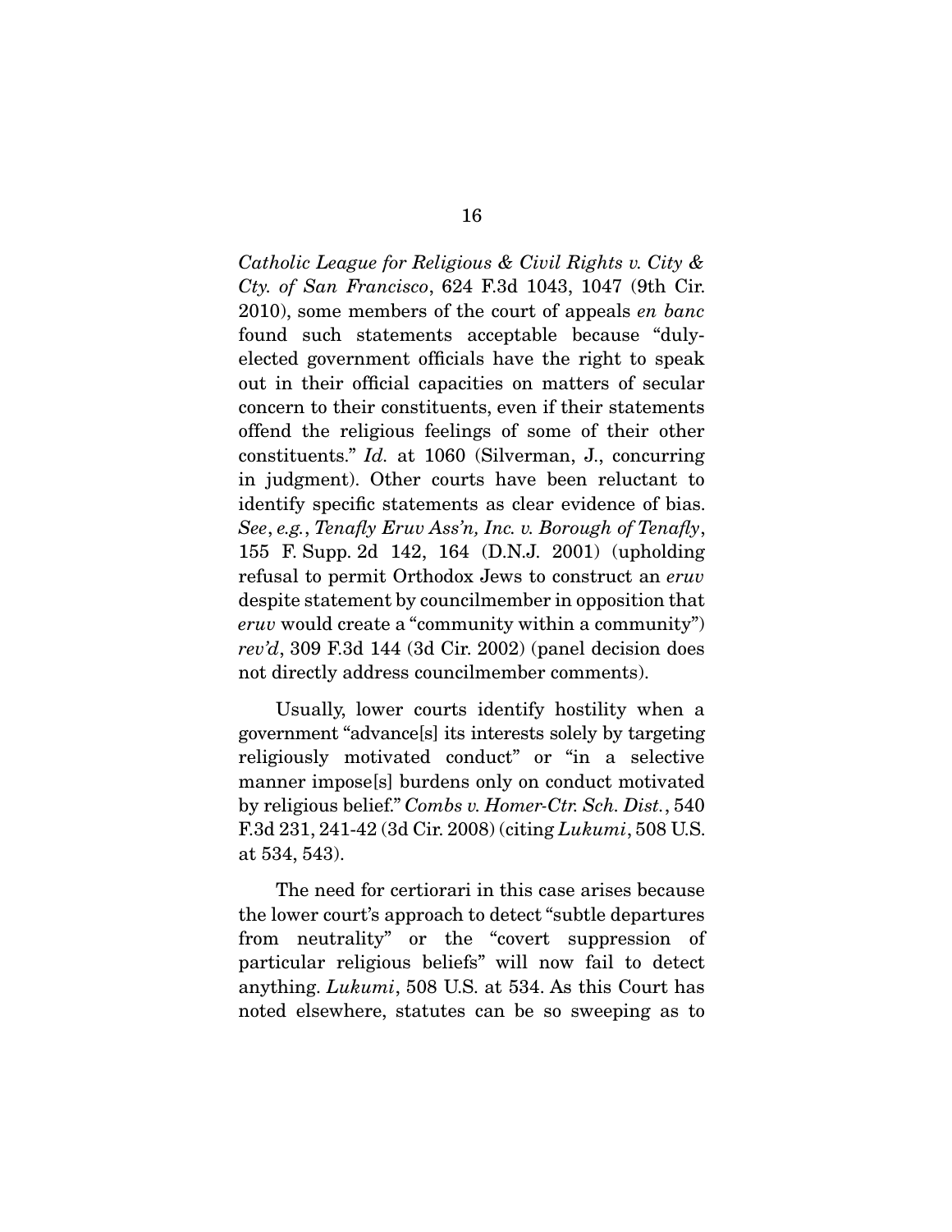*Catholic League for Religious & Civil Rights v. City & Cty. of San Francisco*, 624 F.3d 1043, 1047 (9th Cir. 2010), some members of the court of appeals *en banc* found such statements acceptable because "duly-elected government officials have the right to speak out in their official capacities on matters of secular concern to their constituents, even if their statements offend the religious feelings of some of their other constituents." *Id.* at 1060 (Silverman, J., concurring in judgment). Other courts have been reluctant to identify specific statements as clear evidence of bias. *See*, *e.g.*, *Tenafly Eruv Ass'n, Inc. v. Borough of Tenafly*, 155 F. Supp. 2d 142, 164 (D.N.J. 2001) (upholding refusal to permit Orthodox Jews to construct an *eruv* despite statement by councilmember in opposition that *eruv* would create a "community within a community") *rev'd*, 309 F.3d 144 (3d Cir. 2002) (panel decision does not directly address councilmember comments).

Usually, lower courts identify hostility when a government "advance[s] its interests solely by targeting religiously motivated conduct" or "in a selective manner impose[s] burdens only on conduct motivated by religious belief." *Combs v. Homer-Ctr. Sch. Dist.*, 540 F.3d 231, 241-42 (3d Cir. 2008) (citing *Lukumi*, 508 U.S. at 534, 543).

The need for certiorari in this case arises because the lower court's approach to detect "subtle departures from neutrality" or the "covert suppression of particular religious beliefs" will now fail to detect anything. *Lukumi*, 508 U.S. at 534. As this Court has noted elsewhere, statutes can be so sweeping as to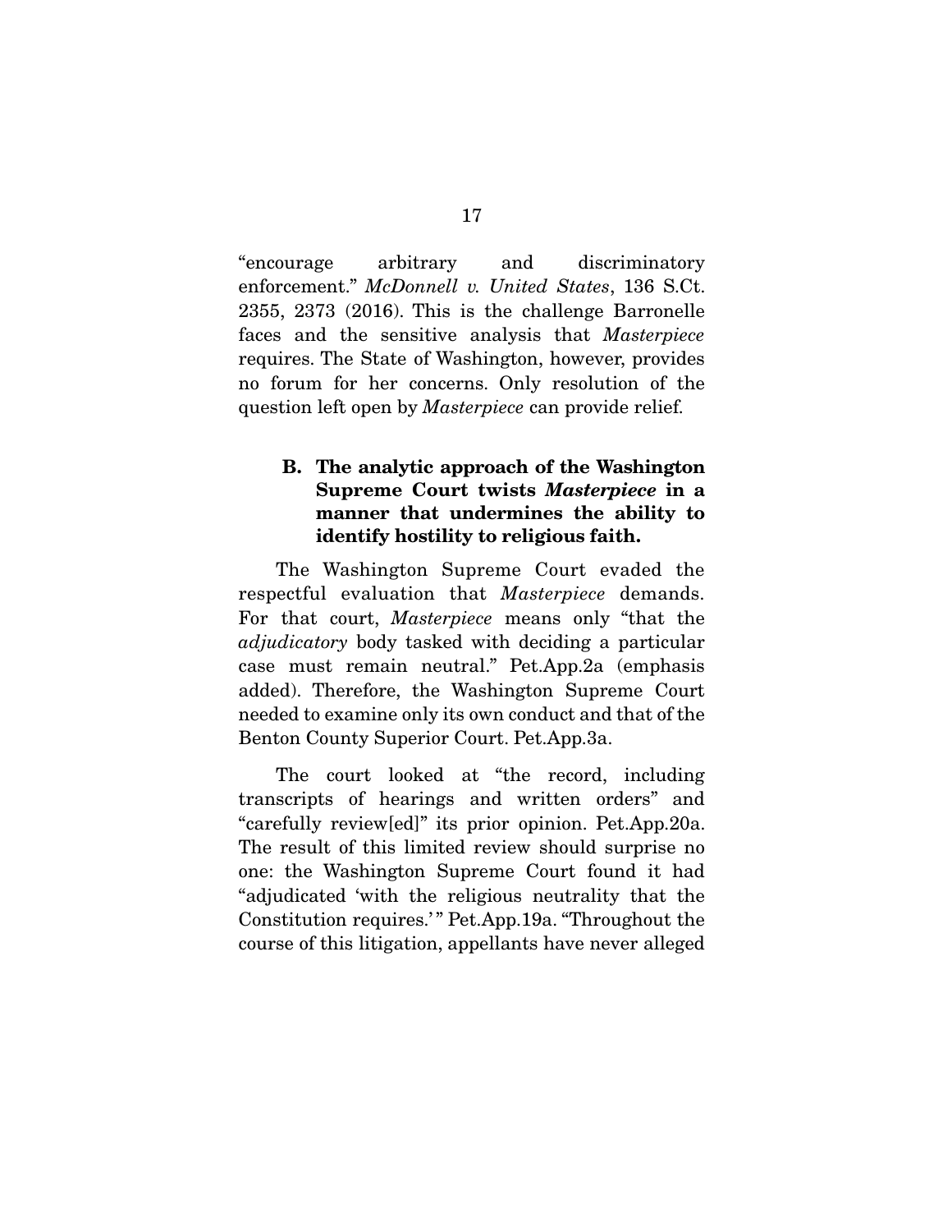"encourage arbitrary and discriminatory enforcement." *McDonnell v. United States*, 136 S.Ct. 2355, 2373 (2016). This is the challenge Barronelle faces and the sensitive analysis that *Masterpiece* requires. The State of Washington, however, provides no forum for her concerns. Only resolution of the question left open by *Masterpiece* can provide relief.

### B. The analytic approach of the Washington Supreme Court twists *Masterpiece* in a manner that undermines the ability to identify hostility to religious faith.

The Washington Supreme Court evaded the respectful evaluation that *Masterpiece* demands. For that court, *Masterpiece* means only "that the *adjudicatory* body tasked with deciding a particular case must remain neutral." Pet.App.2a (emphasis added). Therefore, the Washington Supreme Court needed to examine only its own conduct and that of the Benton County Superior Court. Pet.App.3a.

The court looked at "the record, including transcripts of hearings and written orders" and "carefully review[ed]" its prior opinion. Pet.App.20a. The result of this limited review should surprise no one: the Washington Supreme Court found it had "adjudicated 'with the religious neutrality that the Constitution requires.'" Pet.App.19a. "Throughout the course of this litigation, appellants have never alleged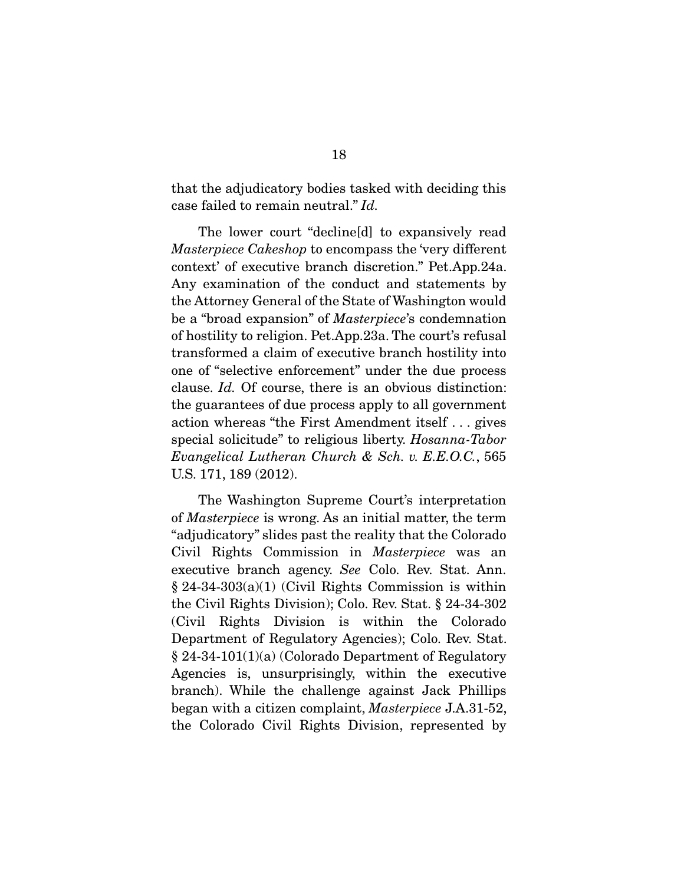that the adjudicatory bodies tasked with deciding this case failed to remain neutral." *Id.*

The lower court "decline[d] to expansively read *Masterpiece Cakeshop* to encompass the 'very different context' of executive branch discretion." Pet.App.24a. Any examination of the conduct and statements by the Attorney General of the State of Washington would be a "broad expansion" of *Masterpiece*'s condemnation of hostility to religion. Pet.App.23a. The court's refusal transformed a claim of executive branch hostility into one of "selective enforcement" under the due process clause. *Id.* Of course, there is an obvious distinction: the guarantees of due process apply to all government action whereas "the First Amendment itself . . . gives special solicitude" to religious liberty. *Hosanna-Tabor Evangelical Lutheran Church & Sch. v. E.E.O.C.*, 565 U.S. 171, 189 (2012).

The Washington Supreme Court's interpretation of *Masterpiece* is wrong. As an initial matter, the term "adjudicatory" slides past the reality that the Colorado Civil Rights Commission in *Masterpiece* was an executive branch agency. *See* Colo. Rev. Stat. Ann. § 24-34-303(a)(1) (Civil Rights Commission is within the Civil Rights Division); Colo. Rev. Stat. § 24-34-302 (Civil Rights Division is within the Colorado Department of Regulatory Agencies); Colo. Rev. Stat. § 24-34-101(1)(a) (Colorado Department of Regulatory Agencies is, unsurprisingly, within the executive branch). While the challenge against Jack Phillips began with a citizen complaint, *Masterpiece* J.A.31-52, the Colorado Civil Rights Division, represented by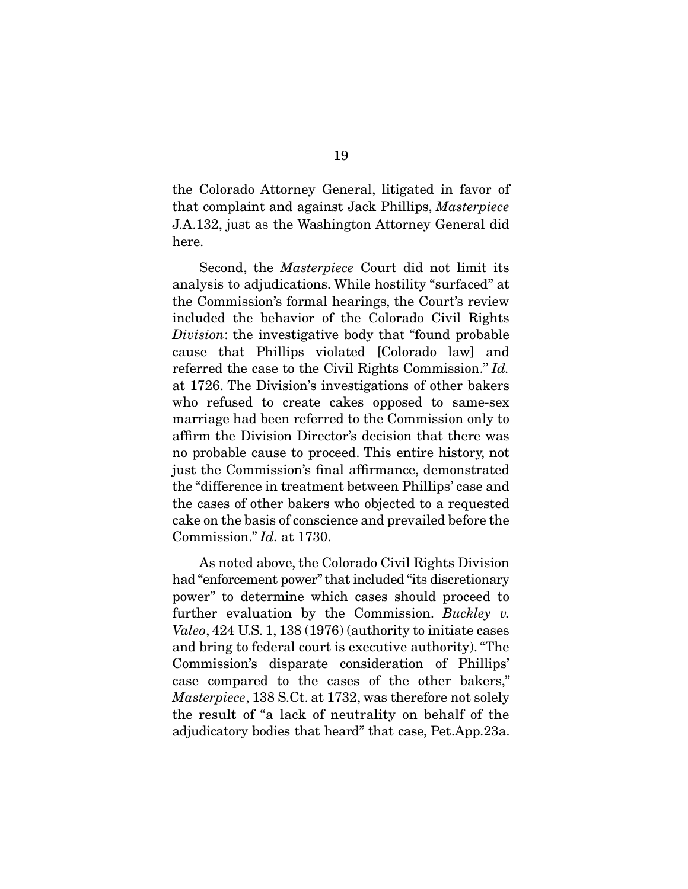the Colorado Attorney General, litigated in favor of that complaint and against Jack Phillips, *Masterpiece* J.A.132, just as the Washington Attorney General did here.

Second, the *Masterpiece* Court did not limit its analysis to adjudications. While hostility "surfaced" at the Commission's formal hearings, the Court's review included the behavior of the Colorado Civil Rights *Division*: the investigative body that "found probable cause that Phillips violated [Colorado law] and referred the case to the Civil Rights Commission." *Id.* at 1726. The Division's investigations of other bakers who refused to create cakes opposed to same-sex marriage had been referred to the Commission only to affirm the Division Director's decision that there was no probable cause to proceed. This entire history, not just the Commission's final affirmance, demonstrated the "difference in treatment between Phillips' case and the cases of other bakers who objected to a requested cake on the basis of conscience and prevailed before the Commission." *Id.* at 1730.

As noted above, the Colorado Civil Rights Division had "enforcement power" that included "its discretionary power" to determine which cases should proceed to further evaluation by the Commission. *Buckley v. Valeo*, 424 U.S. 1, 138 (1976) (authority to initiate cases and bring to federal court is executive authority). "The Commission's disparate consideration of Phillips' case compared to the cases of the other bakers," *Masterpiece*, 138 S.Ct. at 1732, was therefore not solely the result of "a lack of neutrality on behalf of the adjudicatory bodies that heard" that case, Pet.App.23a.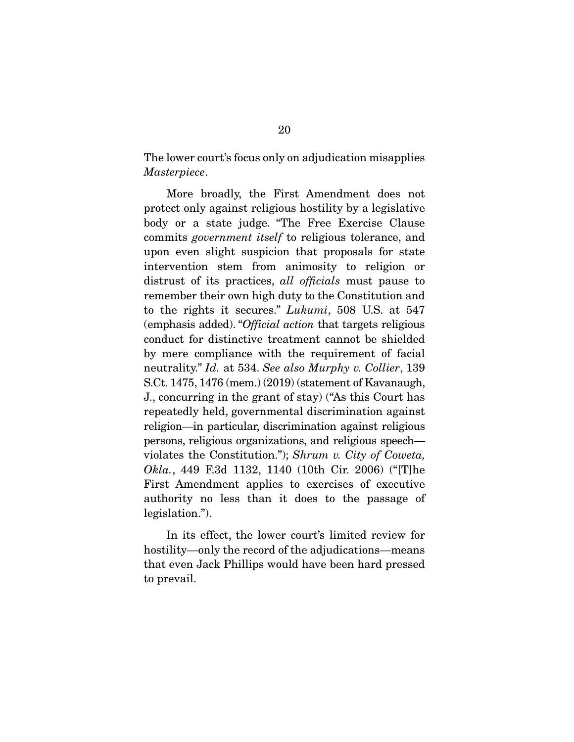The lower court's focus only on adjudication misapplies *Masterpiece*.

More broadly, the First Amendment does not protect only against religious hostility by a legislative body or a state judge. "The Free Exercise Clause commits *government itself* to religious tolerance, and upon even slight suspicion that proposals for state intervention stem from animosity to religion or distrust of its practices, *all officials* must pause to remember their own high duty to the Constitution and to the rights it secures." *Lukumi*, 508 U.S. at 547 (emphasis added). "*Official action* that targets religious conduct for distinctive treatment cannot be shielded by mere compliance with the requirement of facial neutrality." *Id.* at 534. *See also Murphy v. Collier*, 139 S.Ct. 1475, 1476 (mem.) (2019) (statement of Kavanaugh, J., concurring in the grant of stay) ("As this Court has repeatedly held, governmental discrimination against religion—in particular, discrimination against religious persons, religious organizations, and religious speech—violates the Constitution."); *Shrum v. City of Coweta, Okla.*, 449 F.3d 1132, 1140 (10th Cir. 2006) ("[T]he First Amendment applies to exercises of executive authority no less than it does to the passage of legislation.").

In its effect, the lower court's limited review for hostility—only the record of the adjudications—means that even Jack Phillips would have been hard pressed to prevail.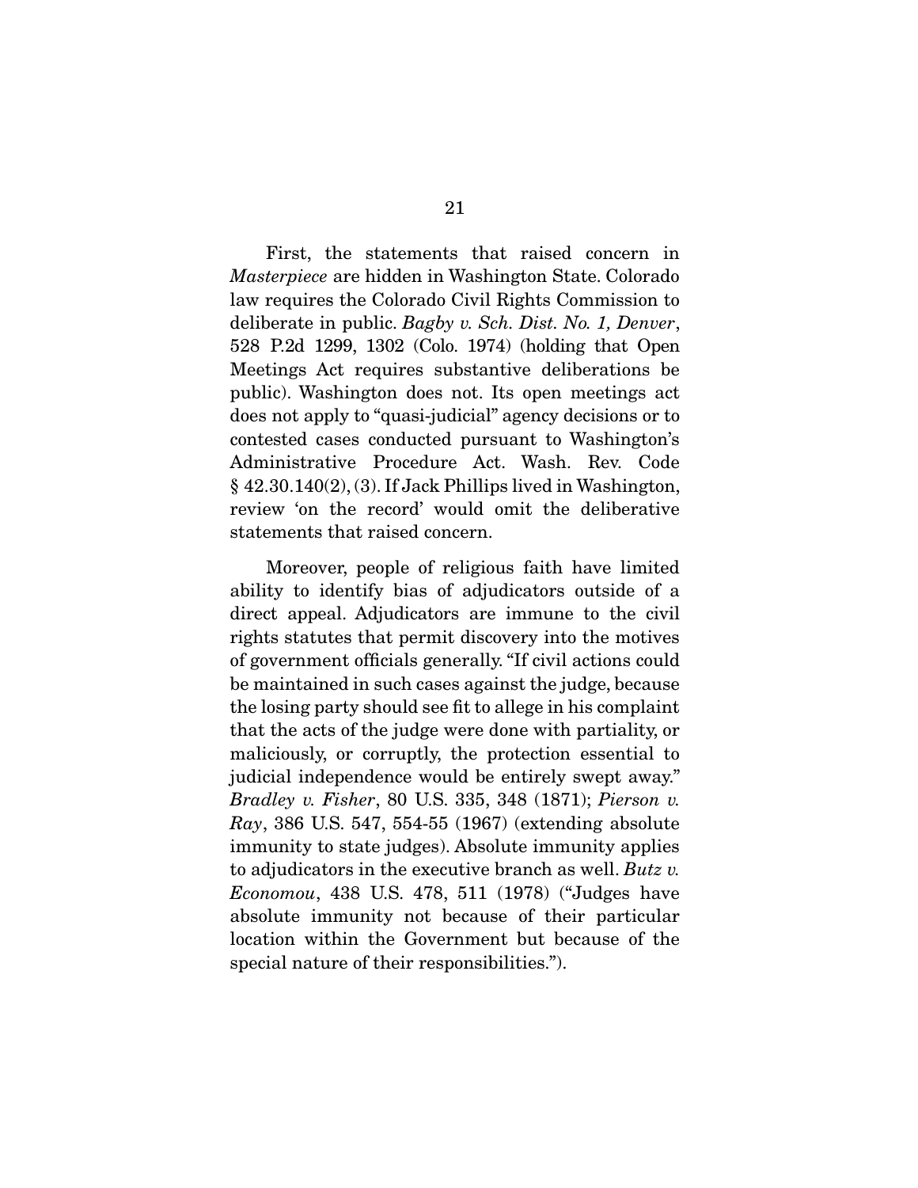First, the statements that raised concern in *Masterpiece* are hidden in Washington State. Colorado law requires the Colorado Civil Rights Commission to deliberate in public. *Bagby v. Sch. Dist. No. 1, Denver*, 528 P.2d 1299, 1302 (Colo. 1974) (holding that Open Meetings Act requires substantive deliberations be public). Washington does not. Its open meetings act does not apply to "quasi-judicial" agency decisions or to contested cases conducted pursuant to Washington's Administrative Procedure Act. Wash. Rev. Code § 42.30.140(2), (3). If Jack Phillips lived in Washington, review 'on the record' would omit the deliberative statements that raised concern.

Moreover, people of religious faith have limited ability to identify bias of adjudicators outside of a direct appeal. Adjudicators are immune to the civil rights statutes that permit discovery into the motives of government officials generally. "If civil actions could be maintained in such cases against the judge, because the losing party should see fit to allege in his complaint that the acts of the judge were done with partiality, or maliciously, or corruptly, the protection essential to judicial independence would be entirely swept away." *Bradley v. Fisher*, 80 U.S. 335, 348 (1871); *Pierson v. Ray*, 386 U.S. 547, 554-55 (1967) (extending absolute immunity to state judges). Absolute immunity applies to adjudicators in the executive branch as well. *Butz v. Economou*, 438 U.S. 478, 511 (1978) ("Judges have absolute immunity not because of their particular location within the Government but because of the special nature of their responsibilities.").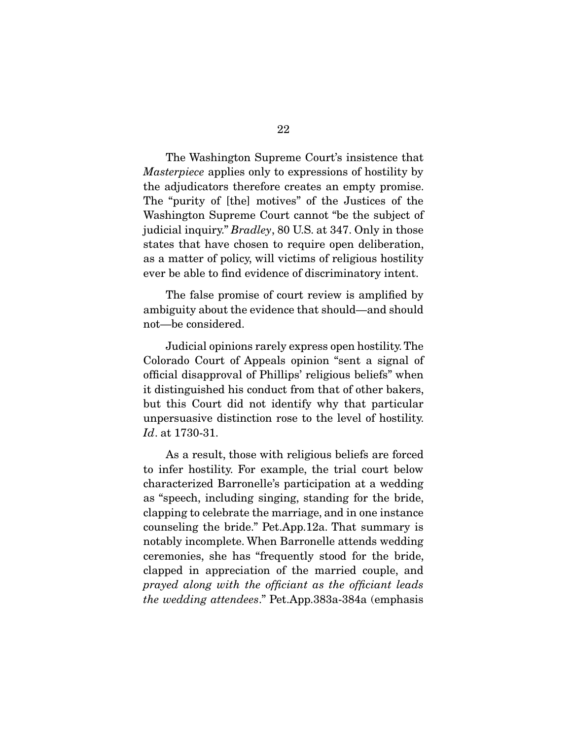The Washington Supreme Court's insistence that *Masterpiece* applies only to expressions of hostility by the adjudicators therefore creates an empty promise. The "purity of [the] motives" of the Justices of the Washington Supreme Court cannot "be the subject of judicial inquiry." *Bradley*, 80 U.S. at 347. Only in those states that have chosen to require open deliberation, as a matter of policy, will victims of religious hostility ever be able to find evidence of discriminatory intent.

The false promise of court review is amplified by ambiguity about the evidence that should—and should not—be considered.

Judicial opinions rarely express open hostility. The Colorado Court of Appeals opinion "sent a signal of official disapproval of Phillips' religious beliefs" when it distinguished his conduct from that of other bakers, but this Court did not identify why that particular unpersuasive distinction rose to the level of hostility. *Id*. at 1730-31.

As a result, those with religious beliefs are forced to infer hostility. For example, the trial court below characterized Barronelle's participation at a wedding as "speech, including singing, standing for the bride, clapping to celebrate the marriage, and in one instance counseling the bride." Pet.App.12a. That summary is notably incomplete. When Barronelle attends wedding ceremonies, she has "frequently stood for the bride, clapped in appreciation of the married couple, and *prayed along with the officiant as the officiant leads the wedding attendees*." Pet.App.383a-384a (emphasis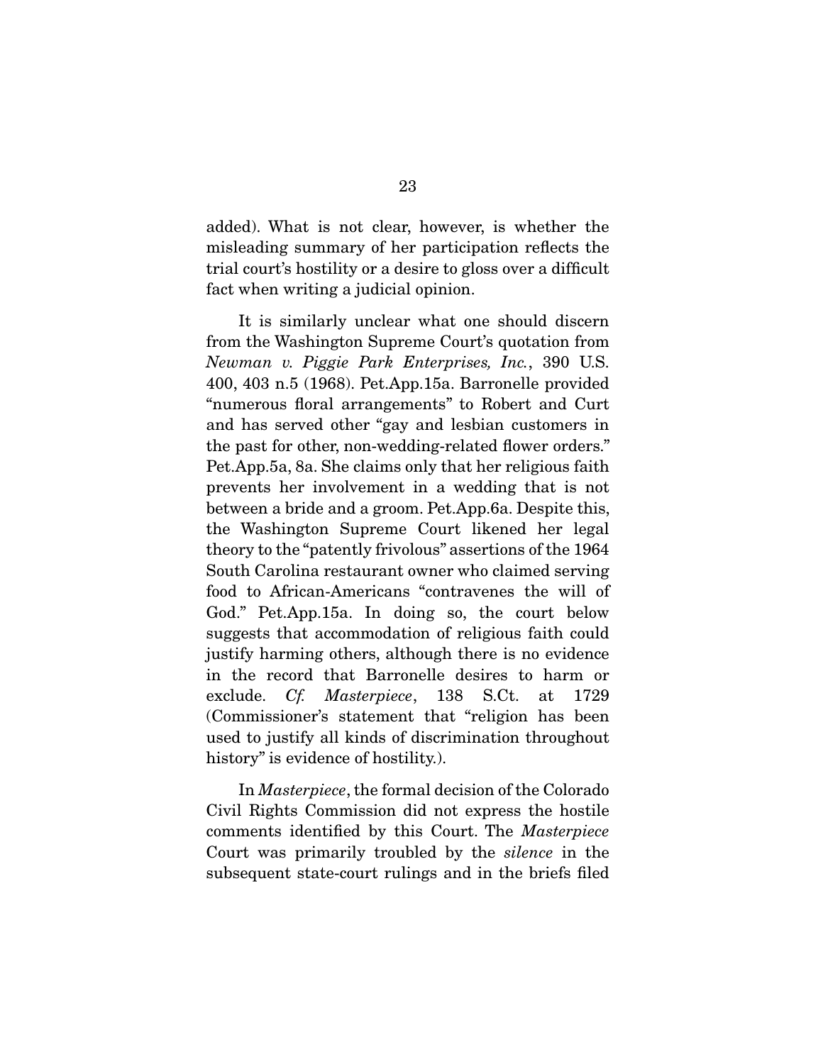added). What is not clear, however, is whether the misleading summary of her participation reflects the trial court's hostility or a desire to gloss over a difficult fact when writing a judicial opinion.

It is similarly unclear what one should discern from the Washington Supreme Court's quotation from *Newman v. Piggie Park Enterprises, Inc.*, 390 U.S. 400, 403 n.5 (1968). Pet.App.15a. Barronelle provided "numerous floral arrangements" to Robert and Curt and has served other "gay and lesbian customers in the past for other, non-wedding-related flower orders." Pet.App.5a, 8a. She claims only that her religious faith prevents her involvement in a wedding that is not between a bride and a groom. Pet.App.6a. Despite this, the Washington Supreme Court likened her legal theory to the "patently frivolous" assertions of the 1964 South Carolina restaurant owner who claimed serving food to African-Americans "contravenes the will of God." Pet.App.15a. In doing so, the court below suggests that accommodation of religious faith could justify harming others, although there is no evidence in the record that Barronelle desires to harm or exclude. *Cf. Masterpiece*, 138 S.Ct. at 1729 (Commissioner's statement that "religion has been used to justify all kinds of discrimination throughout history" is evidence of hostility.).

In *Masterpiece*, the formal decision of the Colorado Civil Rights Commission did not express the hostile comments identified by this Court. The *Masterpiece* Court was primarily troubled by the *silence* in the subsequent state-court rulings and in the briefs filed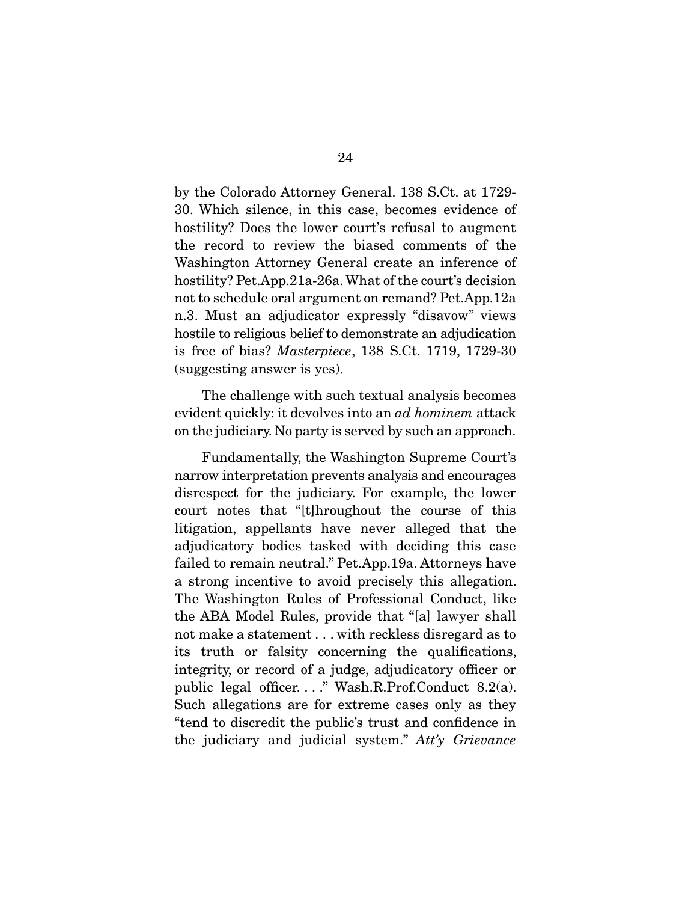by the Colorado Attorney General. 138 S.Ct. at 1729-30. Which silence, in this case, becomes evidence of hostility? Does the lower court's refusal to augment the record to review the biased comments of the Washington Attorney General create an inference of hostility? Pet.App.21a-26a. What of the court's decision not to schedule oral argument on remand? Pet.App.12a n.3. Must an adjudicator expressly "disavow" views hostile to religious belief to demonstrate an adjudication is free of bias? *Masterpiece*, 138 S.Ct. 1719, 1729-30 (suggesting answer is yes).

The challenge with such textual analysis becomes evident quickly: it devolves into an *ad hominem* attack on the judiciary. No party is served by such an approach.

Fundamentally, the Washington Supreme Court's narrow interpretation prevents analysis and encourages disrespect for the judiciary. For example, the lower court notes that "[t]hroughout the course of this litigation, appellants have never alleged that the adjudicatory bodies tasked with deciding this case failed to remain neutral." Pet.App.19a. Attorneys have a strong incentive to avoid precisely this allegation. The Washington Rules of Professional Conduct, like the ABA Model Rules, provide that "[a] lawyer shall not make a statement . . . with reckless disregard as to its truth or falsity concerning the qualifications, integrity, or record of a judge, adjudicatory officer or public legal officer. . . ." Wash.R.Prof.Conduct 8.2(a). Such allegations are for extreme cases only as they "tend to discredit the public's trust and confidence in the judiciary and judicial system." *Att'y Grievance*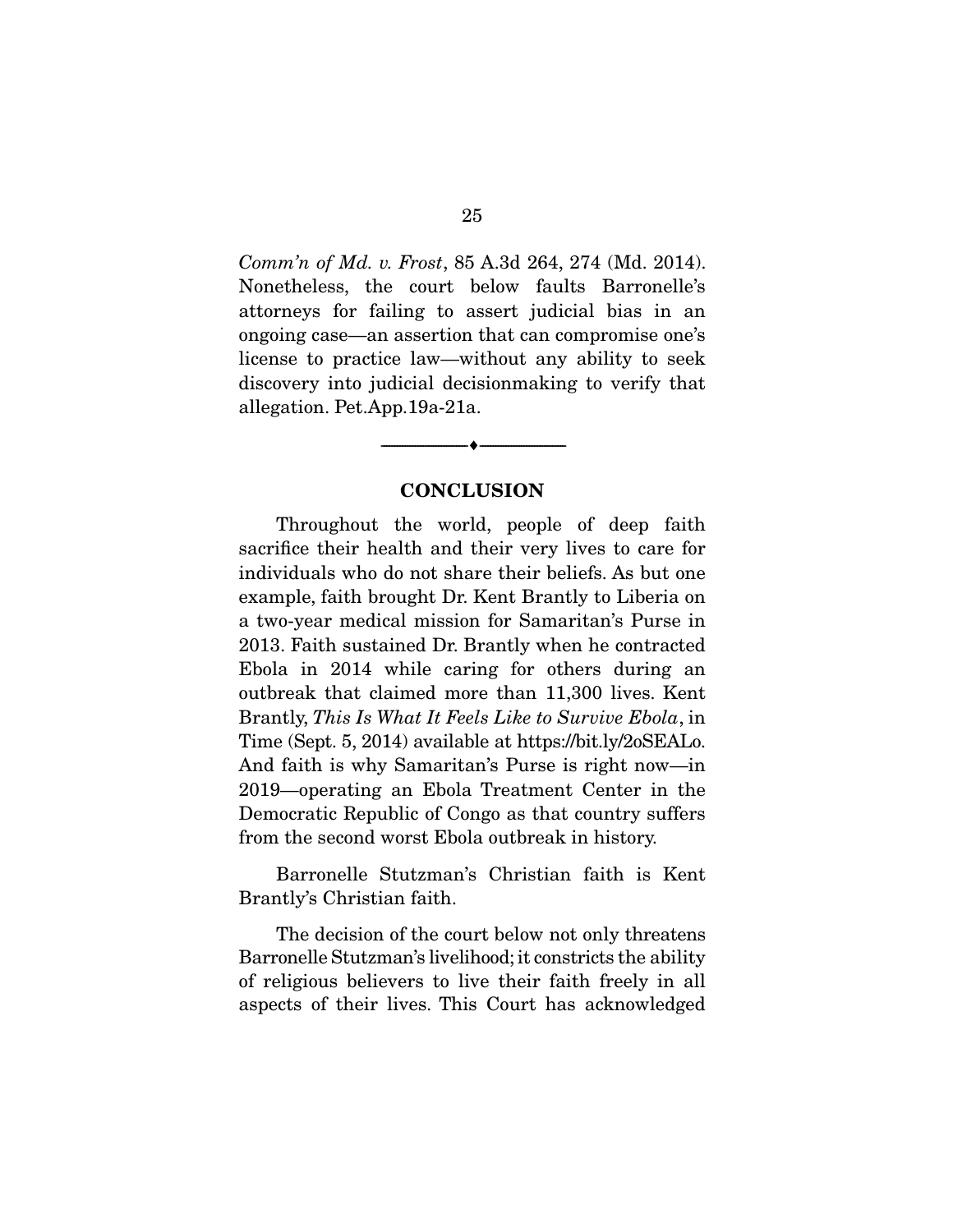*Comm'n of Md. v. Frost*, 85 A.3d 264, 274 (Md. 2014). Nonetheless, the court below faults Barronelle's attorneys for failing to assert judicial bias in an ongoing case—an assertion that can compromise one's license to practice law—without any ability to seek discovery into judicial decisionmaking to verify that allegation. Pet.App.19a-21a.

## CONCLUSION

Throughout the world, people of deep faith sacrifice their health and their very lives to care for individuals who do not share their beliefs. As but one example, faith brought Dr. Kent Brantly to Liberia on a two-year medical mission for Samaritan's Purse in 2013. Faith sustained Dr. Brantly when he contracted Ebola in 2014 while caring for others during an outbreak that claimed more than 11,300 lives. Kent Brantly, *This Is What It Feels Like to Survive Ebola*, in Time (Sept. 5, 2014) available at https://bit.ly/2oSEALo. And faith is why Samaritan's Purse is right now—in 2019—operating an Ebola Treatment Center in the Democratic Republic of Congo as that country suffers from the second worst Ebola outbreak in history.

Barronelle Stutzman's Christian faith is Kent Brantly's Christian faith.

The decision of the court below not only threatens Barronelle Stutzman's livelihood; it constricts the ability of religious believers to live their faith freely in all aspects of their lives. This Court has acknowledged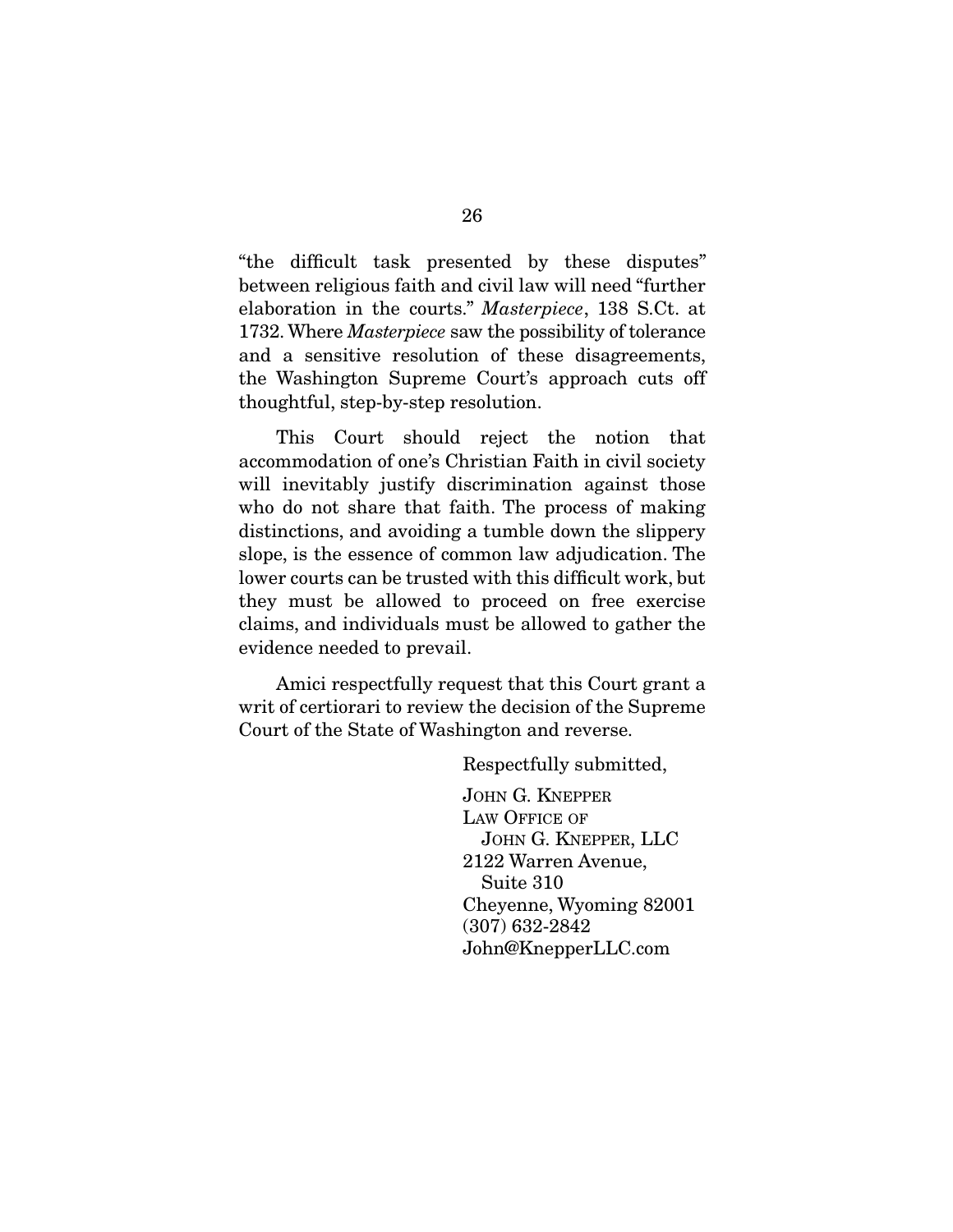"the difficult task presented by these disputes" between religious faith and civil law will need "further elaboration in the courts." *Masterpiece*, 138 S.Ct. at 1732. Where *Masterpiece* saw the possibility of tolerance and a sensitive resolution of these disagreements, the Washington Supreme Court's approach cuts off thoughtful, step-by-step resolution.

This Court should reject the notion that accommodation of one's Christian Faith in civil society will inevitably justify discrimination against those who do not share that faith. The process of making distinctions, and avoiding a tumble down the slippery slope, is the essence of common law adjudication. The lower courts can be trusted with this difficult work, but they must be allowed to proceed on free exercise claims, and individuals must be allowed to gather the evidence needed to prevail.

Amici respectfully request that this Court grant a writ of certiorari to review the decision of the Supreme Court of the State of Washington and reverse.

Respectfully submitted,

JOHN G. KNEPPER
LAW OFFICE OF
JOHN G. KNEPPER, LLC
2122 Warren Avenue,
Suite 310
Cheyenne, Wyoming 82001
(307) 632-2842
John@KnepperLLC.com